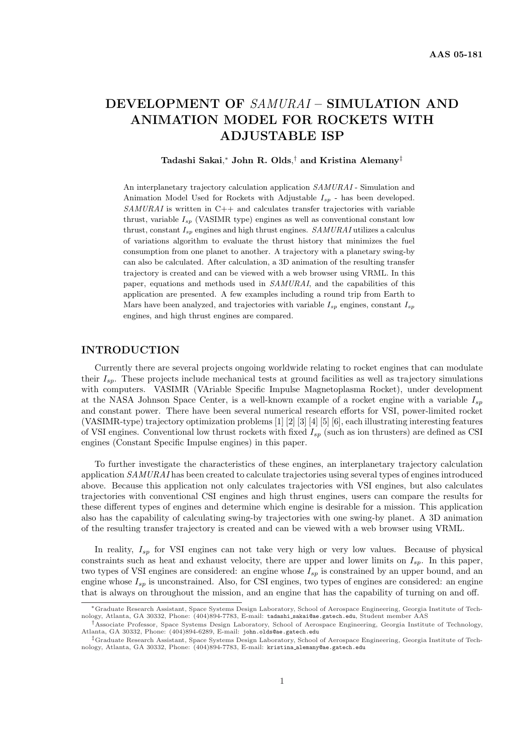AAS 05-181

# DEVELOPMENT OF *SAMURAI* – SIMULATION AND ANIMATION MODEL FOR ROCKETS WITH ADJUSTABLE ISP

**Tadashi Sakai,*  John R. Olds,† and Kristina Alemany‡**

An interplanetary trajectory calculation application *SAMURAI* - Simulation and Animation Model Used for Rockets with Adjustable $I_{sp}$ - has been developed. *SAMURAI* is written in C++ and calculates transfer trajectories with variable thrust, variable $I_{sp}$ (VASIMR type) engines as well as conventional constant low thrust, constant $I_{sp}$ engines and high thrust engines. *SAMURAI* utilizes a calculus of variations algorithm to evaluate the thrust history that minimizes the fuel consumption from one planet to another. A trajectory with a planetary swing-by can also be calculated. After calculation, a 3D animation of the resulting transfer trajectory is created and can be viewed with a web browser using VRML. In this paper, equations and methods used in *SAMURAI*, and the capabilities of this application are presented. A few examples including a round trip from Earth to Mars have been analyzed, and trajectories with variable $I_{sp}$ engines, constant $I_{sp}$ engines, and high thrust engines are compared.

## INTRODUCTION

Currently there are several projects ongoing worldwide relating to rocket engines that can modulate their $I_{sp}$. These projects include mechanical tests at ground facilities as well as trajectory simulations with computers. VASIMR (VAriable Specific Impulse Magnetoplasma Rocket), under development at the NASA Johnson Space Center, is a well-known example of a rocket engine with a variable $I_{sp}$ and constant power. There have been several numerical research efforts for VSI, power-limited rocket (VASIMR-type) trajectory optimization problems [1] [2] [3] [4] [5] [6], each illustrating interesting features of VSI engines. Conventional low thrust rockets with fixed $I_{sp}$ (such as ion thrusters) are defined as CSI engines (Constant Specific Impulse engines) in this paper.

To further investigate the characteristics of these engines, an interplanetary trajectory calculation application *SAMURAI* has been created to calculate trajectories using several types of engines introduced above. Because this application not only calculates trajectories with VSI engines, but also calculates trajectories with conventional CSI engines and high thrust engines, users can compare the results for these different types of engines and determine which engine is desirable for a mission. This application also has the capability of calculating swing-by trajectories with one swing-by planet. A 3D animation of the resulting transfer trajectory is created and can be viewed with a web browser using VRML.

In reality, $I_{sp}$ for VSI engines can not take very high or very low values. Because of physical constraints such as heat and exhaust velocity, there are upper and lower limits on $I_{sp}$. In this paper, two types of VSI engines are considered: an engine whose $I_{sp}$ is constrained by an upper bound, and an engine whose $I_{sp}$ is unconstrained. Also, for CSI engines, two types of engines are considered: an engine that is always on throughout the mission, and an engine that has the capability of turning on and off.

*Graduate Research Assistant, Space Systems Design Laboratory, School of Aerospace Engineering, Georgia Institute of Technology, Atlanta, GA 30332, Phone: (404)894-7783, E-mail: tadashi_sakai@ae.gatech.edu, Student member AAS

†Associate Professor, Space Systems Design Laboratory, School of Aerospace Engineering, Georgia Institute of Technology, Atlanta, GA 30332, Phone: (404)894-6289, E-mail: john.olds@ae.gatech.edu

‡Graduate Research Assistant, Space Systems Design Laboratory, School of Aerospace Engineering, Georgia Institute of Technology, Atlanta, GA 30332, Phone: (404)894-7783, E-mail: kristina_alemany@ae.gatech.edu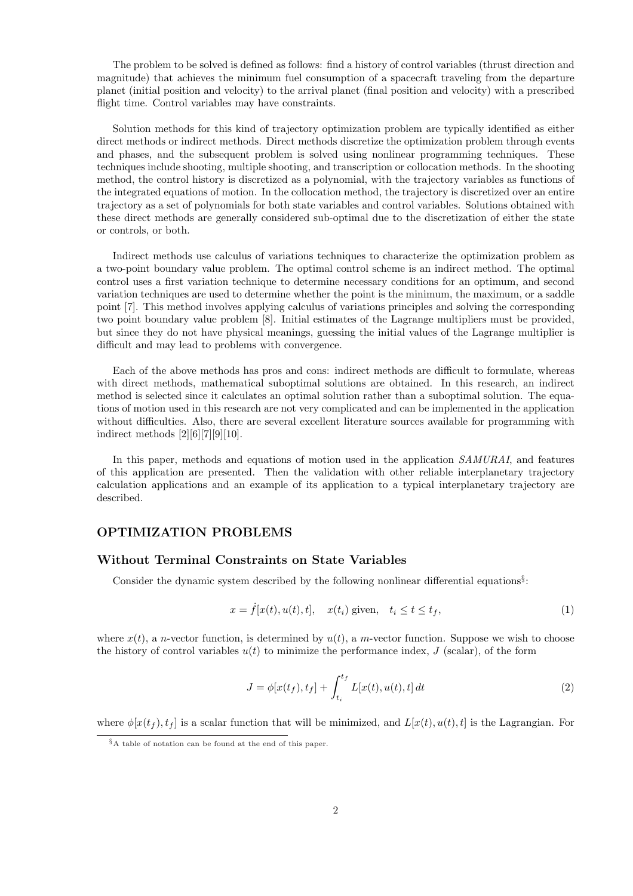The problem to be solved is defined as follows: find a history of control variables (thrust direction and magnitude) that achieves the minimum fuel consumption of a spacecraft traveling from the departure planet (initial position and velocity) to the arrival planet (final position and velocity) with a prescribed flight time. Control variables may have constraints.

Solution methods for this kind of trajectory optimization problem are typically identified as either direct methods or indirect methods. Direct methods discretize the optimization problem through events and phases, and the subsequent problem is solved using nonlinear programming techniques. These techniques include shooting, multiple shooting, and transcription or collocation methods. In the shooting method, the control history is discretized as a polynomial, with the trajectory variables as functions of the integrated equations of motion. In the collocation method, the trajectory is discretized over an entire trajectory as a set of polynomials for both state variables and control variables. Solutions obtained with these direct methods are generally considered sub-optimal due to the discretization of either the state or controls, or both.

Indirect methods use calculus of variations techniques to characterize the optimization problem as a two-point boundary value problem. The optimal control scheme is an indirect method. The optimal control uses a first variation technique to determine necessary conditions for an optimum, and second variation techniques are used to determine whether the point is the minimum, the maximum, or a saddle point [7]. This method involves applying calculus of variations principles and solving the corresponding two point boundary value problem [8]. Initial estimates of the Lagrange multipliers must be provided, but since they do not have physical meanings, guessing the initial values of the Lagrange multiplier is difficult and may lead to problems with convergence.

Each of the above methods has pros and cons: indirect methods are difficult to formulate, whereas with direct methods, mathematical suboptimal solutions are obtained. In this research, an indirect method is selected since it calculates an optimal solution rather than a suboptimal solution. The equations of motion used in this research are not very complicated and can be implemented in the application without difficulties. Also, there are several excellent literature sources available for programming with indirect methods [2][6][7][9][10].

In this paper, methods and equations of motion used in the application *SAMURAI*, and features of this application are presented. Then the validation with other reliable interplanetary trajectory calculation applications and an example of its application to a typical interplanetary trajectory are described.

## OPTIMIZATION PROBLEMS

### Without Terminal Constraints on State Variables

Consider the dynamic system described by the following nonlinear differential equations[§]:

$$x = \dot{f}[x(t), u(t), t], \quad x(t_i) \text{ given}, \quad t_i \leq t \leq t_f, \tag{1}$$

where $x(t)$, a $n$-vector function, is determined by $u(t)$, a $m$-vector function. Suppose we wish to choose the history of control variables $u(t)$ to minimize the performance index, $J$ (scalar), of the form

$$J = \phi[x(t_f), t_f] + \int_{t_i}^{t_f} L[x(t), u(t), t]\, dt \tag{2}$$

where $\phi[x(t_f), t_f]$ is a scalar function that will be minimized, and $L[x(t), u(t), t]$ is the Lagrangian. For

[§] A table of notation can be found at the end of this paper.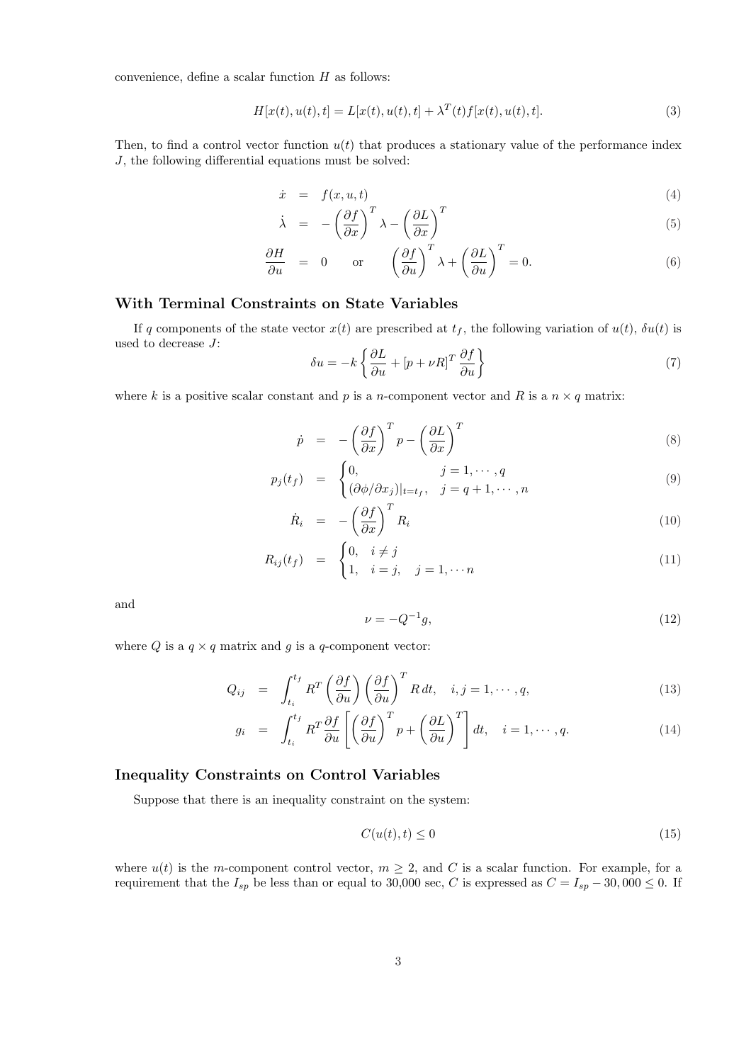convenience, define a scalar function $H$ as follows:

$$H[x(t), u(t), t] = L[x(t), u(t), t] + \lambda^T(t) f[x(t), u(t), t]. \tag{3}$$

Then, to find a control vector function $u(t)$ that produces a stationary value of the performance index $J$, the following differential equations must be solved:

$$\dot{x} = f(x, u, t) \tag{4}$$

$$\dot{\lambda} = -\left(\frac{\partial f}{\partial x}\right)^T \lambda - \left(\frac{\partial L}{\partial x}\right)^T \tag{5}$$

$$\frac{\partial H}{\partial u} = 0 \quad \text{or} \quad \left(\frac{\partial f}{\partial u}\right)^T \lambda + \left(\frac{\partial L}{\partial u}\right)^T = 0. \tag{6}$$

### With Terminal Constraints on State Variables

If $q$ components of the state vector $x(t)$ are prescribed at $t_f$, the following variation of $u(t)$, $\delta u(t)$ is used to decrease $J$:

$$\delta u = -k \left\{ \frac{\partial L}{\partial u} + [p + \nu R]^T \frac{\partial f}{\partial u} \right\} \tag{7}$$

where $k$ is a positive scalar constant and $p$ is a $n$-component vector and $R$ is a $n \times q$ matrix:

$$\dot{p} = -\left(\frac{\partial f}{\partial x}\right)^T p - \left(\frac{\partial L}{\partial x}\right)^T \tag{8}$$

$$p_j(t_f) = \begin{cases} 0, & j = 1, \cdots, q \\ (\partial \phi / \partial x_j)|_{t=t_f}, & j = q+1, \cdots, n \end{cases} \tag{9}$$

$$\dot{R}_i = -\left(\frac{\partial f}{\partial x}\right)^T R_i \tag{10}$$

$$R_{ij}(t_f) = \begin{cases} 0, & i \neq j \\ 1, & i = j, \quad j = 1, \cdots n \end{cases} \tag{11}$$

and

$$\nu = -Q^{-1} g, \tag{12}$$

where $Q$ is a $q \times q$ matrix and $g$ is a $q$-component vector:

$$Q_{ij} = \int_{t_i}^{t_f} R^T \left(\frac{\partial f}{\partial u}\right) \left(\frac{\partial f}{\partial u}\right)^T R \, dt, \quad i, j = 1, \cdots, q, \tag{13}$$

$$g_i = \int_{t_i}^{t_f} R^T \frac{\partial f}{\partial u} \left[ \left(\frac{\partial f}{\partial u}\right)^T p + \left(\frac{\partial L}{\partial u}\right)^T \right] dt, \quad i = 1, \cdots, q. \tag{14}$$

### Inequality Constraints on Control Variables

Suppose that there is an inequality constraint on the system:

$$C(u(t), t) \leq 0 \tag{15}$$

where $u(t)$ is the $m$-component control vector, $m \geq 2$, and $C$ is a scalar function. For example, for a requirement that the $I_{sp}$ be less than or equal to 30,000 sec, $C$ is expressed as $C = I_{sp} - 30,000 \leq 0$. If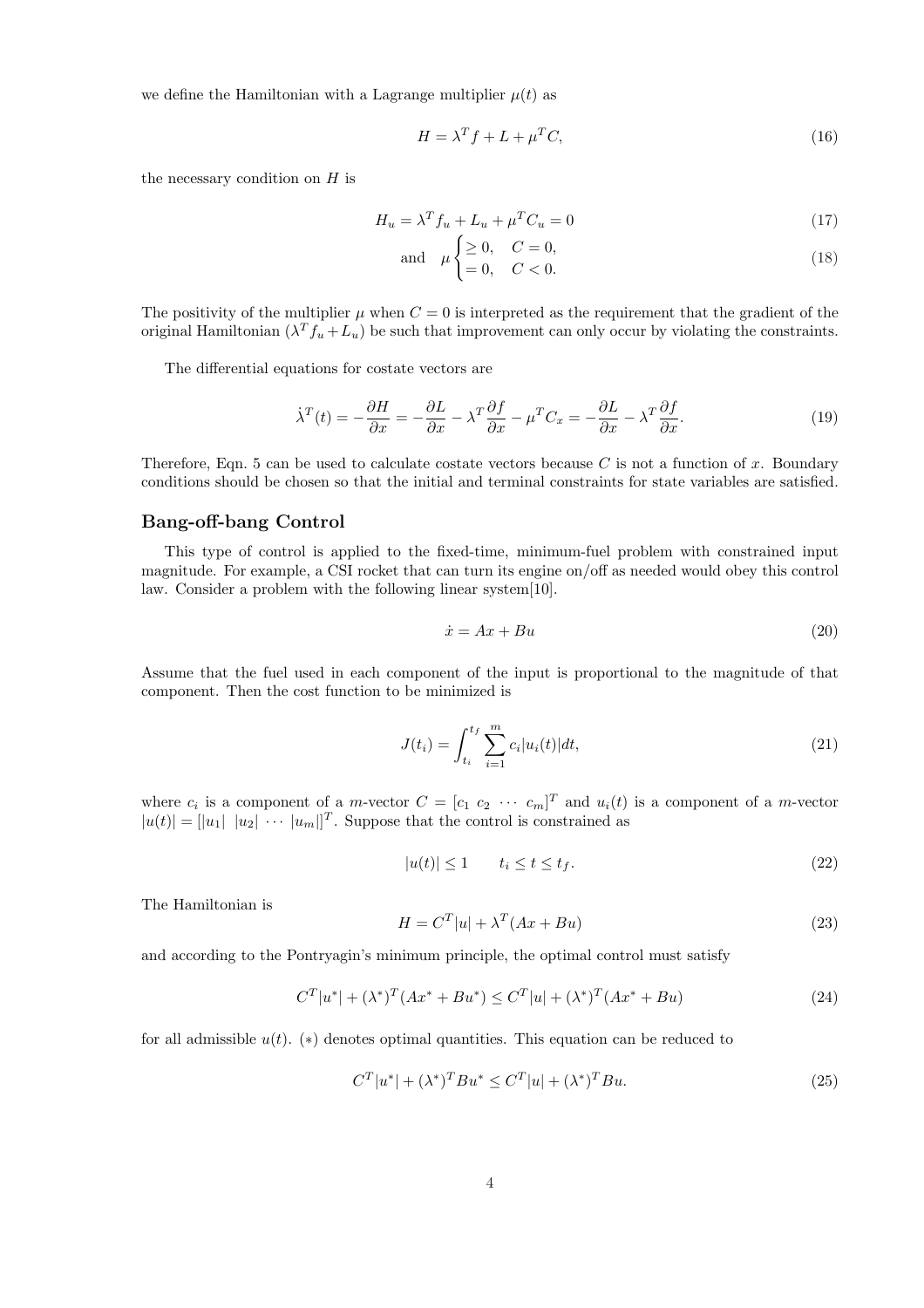we define the Hamiltonian with a Lagrange multiplier $\mu(t)$ as

$$H = \lambda^T f + L + \mu^T C, \tag{16}$$

the necessary condition on $H$ is

$$H_u = \lambda^T f_u + L_u + \mu^T C_u = 0 \tag{17}$$

$$\text{and} \quad \mu \begin{cases} \geq 0, & C = 0, \\ = 0, & C < 0. \end{cases} \tag{18}$$

The positivity of the multiplier $\mu$ when $C = 0$ is interpreted as the requirement that the gradient of the original Hamiltonian ($\lambda^T f_u + L_u$) be such that improvement can only occur by violating the constraints.

The differential equations for costate vectors are

$$\dot{\lambda}^T(t) = -\frac{\partial H}{\partial x} = -\frac{\partial L}{\partial x} - \lambda^T \frac{\partial f}{\partial x} - \mu^T C_x = -\frac{\partial L}{\partial x} - \lambda^T \frac{\partial f}{\partial x}. \tag{19}$$

Therefore, Eqn. 5 can be used to calculate costate vectors because $C$ is not a function of $x$. Boundary conditions should be chosen so that the initial and terminal constraints for state variables are satisfied.

## Bang-off-bang Control

This type of control is applied to the fixed-time, minimum-fuel problem with constrained input magnitude. For example, a CSI rocket that can turn its engine on/off as needed would obey this control law. Consider a problem with the following linear system[10].

$$\dot{x} = Ax + Bu \tag{20}$$

Assume that the fuel used in each component of the input is proportional to the magnitude of that component. Then the cost function to be minimized is

$$J(t_i) = \int_{t_i}^{t_f} \sum_{i=1}^{m} c_i |u_i(t)| dt, \tag{21}$$

where $c_i$ is a component of a $m$-vector $C = [c_1 \ c_2 \ \cdots \ c_m]^T$ and $u_i(t)$ is a component of a $m$-vector $|u(t)| = [|u_1| \ |u_2| \ \cdots \ |u_m|]^T$. Suppose that the control is constrained as

$$|u(t)| \leq 1 \qquad t_i \leq t \leq t_f. \tag{22}$$

The Hamiltonian is

$$H = C^T |u| + \lambda^T (Ax + Bu) \tag{23}$$

and according to the Pontryagin's minimum principle, the optimal control must satisfy

$$C^T |u^*| + (\lambda^*)^T (Ax^* + Bu^*) \leq C^T |u| + (\lambda^*)^T (Ax^* + Bu) \tag{24}$$

for all admissible $u(t)$. $(*)$ denotes optimal quantities. This equation can be reduced to

$$C^T |u^*| + (\lambda^*)^T Bu^* \leq C^T |u| + (\lambda^*)^T Bu. \tag{25}$$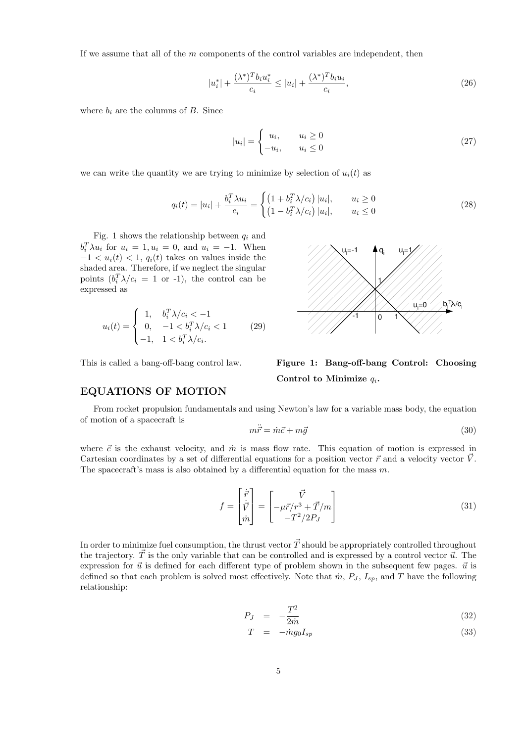If we assume that all of the $m$ components of the control variables are independent, then

$$|u_i^*| + \frac{(\lambda^*)^T b_i u_i^*}{c_i} \leq |u_i| + \frac{(\lambda^*)^T b_i u_i}{c_i}, \tag{26}$$

where $b_i$ are the columns of $B$. Since

$$|u_i| = \begin{cases} u_i, & u_i \geq 0 \\ -u_i, & u_i \leq 0 \end{cases} \tag{27}$$

we can write the quantity we are trying to minimize by selection of $u_i(t)$ as

$$q_i(t) = |u_i| + \frac{b_i^T \lambda u_i}{c_i} = \begin{cases} \left(1 + b_i^T \lambda / c_i\right) |u_i|, & u_i \geq 0 \\ \left(1 - b_i^T \lambda / c_i\right) |u_i|, & u_i \leq 0 \end{cases} \tag{28}$$

Fig. 1 shows the relationship between $q_i$ and $b_i^T \lambda u_i$ for $u_i = 1, u_i = 0$, and $u_i = -1$. When $-1 < u_i(t) < 1$, $q_i(t)$ takes on values inside the shaded area. Therefore, if we neglect the singular points ($b_i^T \lambda / c_i = 1$ or -1), the control can be expressed as

$$u_i(t) = \begin{cases} 1, & b_i^T \lambda / c_i < -1 \\ 0, & -1 < b_i^T \lambda / c_i < 1 \\ -1, & 1 < b_i^T \lambda / c_i. \end{cases} \tag{29}$$

This is called a bang-off-bang control law.

**Figure 1: Bang-off-bang Control: Choosing Control to Minimize $q_i$.**

## EQUATIONS OF MOTION

From rocket propulsion fundamentals and using Newton's law for a variable mass body, the equation of motion of a spacecraft is

$$m\ddot{\vec{r}} = \dot{m}\vec{c} + m\vec{g} \tag{30}$$

where $\vec{c}$ is the exhaust velocity, and $\dot{m}$ is mass flow rate. This equation of motion is expressed in Cartesian coordinates by a set of differential equations for a position vector $\vec{r}$ and a velocity vector $\vec{V}$. The spacecraft's mass is also obtained by a differential equation for the mass $m$.

$$f = \begin{bmatrix} \dot{\vec{r}} \\ \dot{\vec{V}} \\ \dot{m} \end{bmatrix} = \begin{bmatrix} \vec{V} \\ -\mu\vec{r}/r^3 + \vec{T}/m \\ -T^2/2P_J \end{bmatrix} \tag{31}$$

In order to minimize fuel consumption, the thrust vector $\vec{T}$ should be appropriately controlled throughout the trajectory. $\vec{T}$ is the only variable that can be controlled and is expressed by a control vector $\vec{u}$. The expression for $\vec{u}$ is defined for each different type of problem shown in the subsequent few pages. $\vec{u}$ is defined so that each problem is solved most effectively. Note that $\dot{m}$, $P_J$, $I_{sp}$, and $T$ have the following relationship:

$$P_J = -\frac{T^2}{2\dot{m}} \tag{32}$$

$$T = -\dot{m}g_0 I_{sp} \tag{33}$$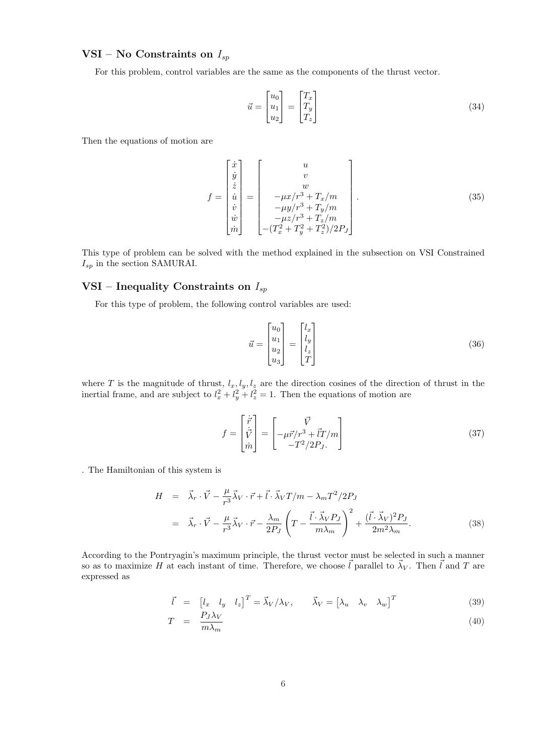## VSI – No Constraints on $I_{sp}$

For this problem, control variables are the same as the components of the thrust vector.

$$\vec{u} = \begin{bmatrix} u_0 \\ u_1 \\ u_2 \end{bmatrix} = \begin{bmatrix} T_x \\ T_y \\ T_z \end{bmatrix} \tag{34}$$

Then the equations of motion are

$$f = \begin{bmatrix} \dot{x} \\ \dot{y} \\ \dot{z} \\ \dot{u} \\ \dot{v} \\ \dot{w} \\ \dot{m} \end{bmatrix} = \begin{bmatrix} u \\ v \\ w \\ -\mu x/r^3 + T_x/m \\ -\mu y/r^3 + T_y/m \\ -\mu z/r^3 + T_z/m \\ -(T_x^2 + T_y^2 + T_z^2)/2P_J \end{bmatrix}. \tag{35}$$

This type of problem can be solved with the method explained in the subsection on VSI Constrained $I_{sp}$ in the section SAMURAI.

## VSI – Inequality Constraints on $I_{sp}$

For this type of problem, the following control variables are used:

$$\vec{u} = \begin{bmatrix} u_0 \\ u_1 \\ u_2 \\ u_3 \end{bmatrix} = \begin{bmatrix} l_x \\ l_y \\ l_z \\ T \end{bmatrix} \tag{36}$$

where $T$ is the magnitude of thrust, $l_x, l_y, l_z$ are the direction cosines of the direction of thrust in the inertial frame, and are subject to $l_x^2 + l_y^2 + l_z^2 = 1$. Then the equations of motion are

$$f = \begin{bmatrix} \dot{\vec{r}} \\ \dot{\vec{V}} \\ \dot{m} \end{bmatrix} = \begin{bmatrix} \vec{V} \\ -\mu\vec{r}/r^3 + \vec{l}T/m \\ -T^2/2P_J. \end{bmatrix} \tag{37}$$

. The Hamiltonian of this system is

$$\begin{aligned} H &= \vec{\lambda}_r \cdot \vec{V} - \frac{\mu}{r^3}\vec{\lambda}_V \cdot \vec{r} + \vec{l} \cdot \vec{\lambda}_V T/m - \lambda_m T^2/2P_J \\ &= \vec{\lambda}_r \cdot \vec{V} - \frac{\mu}{r^3}\vec{\lambda}_V \cdot \vec{r} - \frac{\lambda_m}{2P_J}\left(T - \frac{\vec{l} \cdot \vec{\lambda}_V P_J}{m\lambda_m}\right)^2 + \frac{(\vec{l} \cdot \vec{\lambda}_V)^2 P_J}{2m^2\lambda_m}. \end{aligned} \tag{38}$$

According to the Pontryagin's maximum principle, the thrust vector must be selected in such a manner so as to maximize $H$ at each instant of time. Therefore, we choose $\vec{l}$ parallel to $\vec{\lambda}_V$. Then $\vec{l}$ and $T$ are expressed as

$$\vec{l} = \begin{bmatrix} l_x & l_y & l_z \end{bmatrix}^T = \vec{\lambda}_V/\lambda_V, \qquad \vec{\lambda}_V = \begin{bmatrix} \lambda_u & \lambda_v & \lambda_w \end{bmatrix}^T \tag{39}$$

$$T = \frac{P_J \lambda_V}{m\lambda_m} \tag{40}$$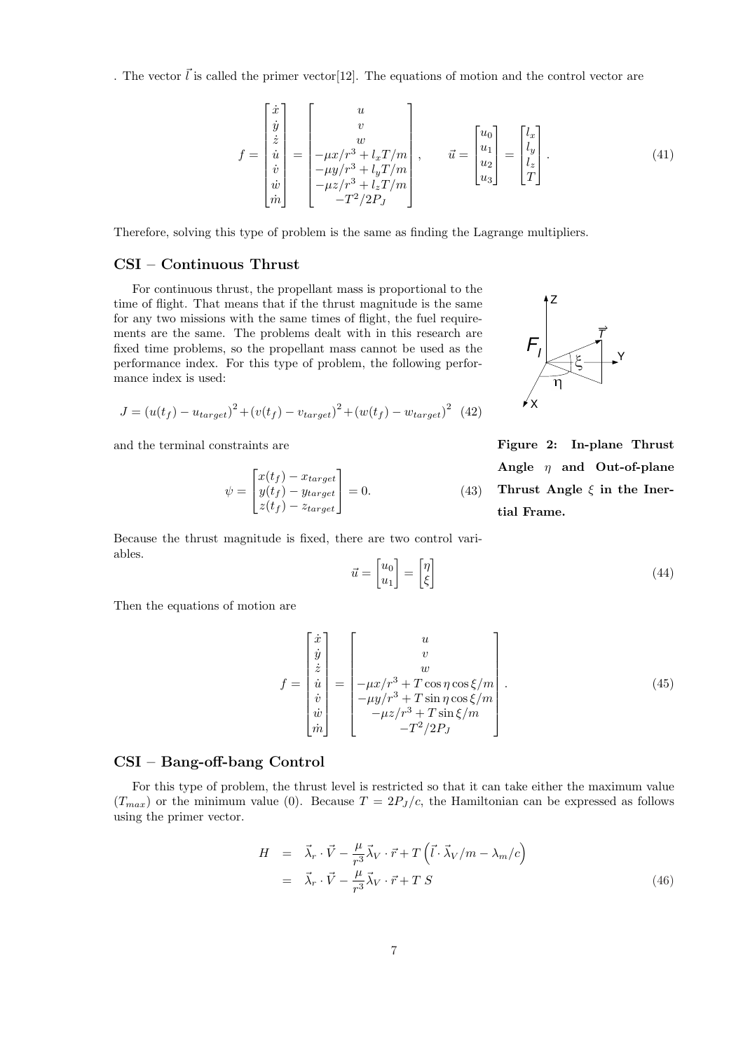. The vector $\vec{l}$ is called the primer vector[12]. The equations of motion and the control vector are

$$f = \begin{bmatrix} \dot{x} \\ \dot{y} \\ \dot{z} \\ \dot{u} \\ \dot{v} \\ \dot{w} \\ \dot{m} \end{bmatrix} = \begin{bmatrix} u \\ v \\ w \\ -\mu x/r^3 + l_x T/m \\ -\mu y/r^3 + l_y T/m \\ -\mu z/r^3 + l_z T/m \\ -T^2/2P_J \end{bmatrix}, \qquad \vec{u} = \begin{bmatrix} u_0 \\ u_1 \\ u_2 \\ u_3 \end{bmatrix} = \begin{bmatrix} l_x \\ l_y \\ l_z \\ T \end{bmatrix}. \tag{41}$$

Therefore, solving this type of problem is the same as finding the Lagrange multipliers.

## CSI – Continuous Thrust

For continuous thrust, the propellant mass is proportional to the time of flight. That means that if the thrust magnitude is the same for any two missions with the same times of flight, the fuel requirements are the same. The problems dealt with in this research are fixed time problems, so the propellant mass cannot be used as the performance index. For this type of problem, the following performance index is used:

$$J = (u(t_f) - u_{target})^2 + (v(t_f) - v_{target})^2 + (w(t_f) - w_{target})^2 \tag{42}$$

and the terminal constraints are

$$\psi = \begin{bmatrix} x(t_f) - x_{target} \\ y(t_f) - y_{target} \\ z(t_f) - z_{target} \end{bmatrix} = 0. \tag{43}$$

**Figure 2: In-plane Thrust Angle $\eta$ and Out-of-plane Thrust Angle $\xi$ in the Inertial Frame.**

Because the thrust magnitude is fixed, there are two control variables.

$$\vec{u} = \begin{bmatrix} u_0 \\ u_1 \end{bmatrix} = \begin{bmatrix} \eta \\ \xi \end{bmatrix} \tag{44}$$

Then the equations of motion are

$$f = \begin{bmatrix} \dot{x} \\ \dot{y} \\ \dot{z} \\ \dot{u} \\ \dot{v} \\ \dot{w} \\ \dot{m} \end{bmatrix} = \begin{bmatrix} u \\ v \\ w \\ -\mu x/r^3 + T\cos\eta\cos\xi/m \\ -\mu y/r^3 + T\sin\eta\cos\xi/m \\ -\mu z/r^3 + T\sin\xi/m \\ -T^2/2P_J \end{bmatrix}. \tag{45}$$

## CSI – Bang-off-bang Control

For this type of problem, the thrust level is restricted so that it can take either the maximum value ($T_{max}$) or the minimum value (0). Because $T = 2P_J/c$, the Hamiltonian can be expressed as follows using the primer vector.

$$\begin{aligned} H &= \vec{\lambda}_r \cdot \vec{V} - \frac{\mu}{r^3}\vec{\lambda}_V \cdot \vec{r} + T\left(\vec{l} \cdot \vec{\lambda}_V/m - \lambda_m/c\right) \\ &= \vec{\lambda}_r \cdot \vec{V} - \frac{\mu}{r^3}\vec{\lambda}_V \cdot \vec{r} + T\ S \end{aligned} \tag{46}$$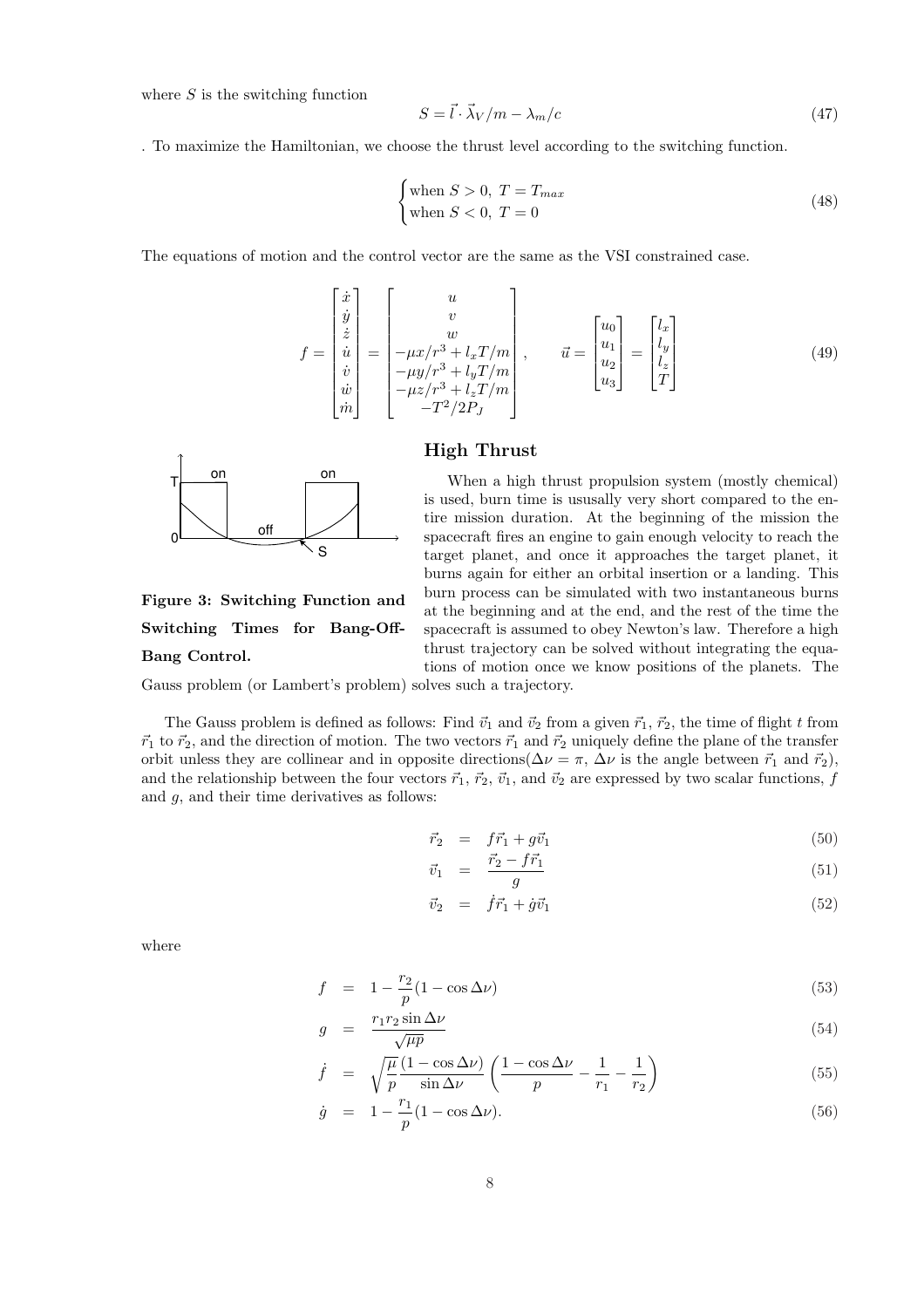where $S$ is the switching function

$$S = \vec{l} \cdot \vec{\lambda}_V / m - \lambda_m / c \tag{47}$$

. To maximize the Hamiltonian, we choose the thrust level according to the switching function.

$$\begin{cases} \text{when } S > 0, \ T = T_{max} \\ \text{when } S < 0, \ T = 0 \end{cases} \tag{48}$$

The equations of motion and the control vector are the same as the VSI constrained case.

$$f = \begin{bmatrix} \dot{x} \\ \dot{y} \\ \dot{z} \\ \dot{u} \\ \dot{v} \\ \dot{w} \\ \dot{m} \end{bmatrix} = \begin{bmatrix} u \\ v \\ w \\ -\mu x/r^3 + l_x T/m \\ -\mu y/r^3 + l_y T/m \\ -\mu z/r^3 + l_z T/m \\ -T^2/2P_J \end{bmatrix}, \qquad \vec{u} = \begin{bmatrix} u_0 \\ u_1 \\ u_2 \\ u_3 \end{bmatrix} = \begin{bmatrix} l_x \\ l_y \\ l_z \\ T \end{bmatrix} \tag{49}$$

**Figure 3: Switching Function and Switching Times for Bang-Off-Bang Control.**

## High Thrust

When a high thrust propulsion system (mostly chemical) is used, burn time is ususally very short compared to the entire mission duration. At the beginning of the mission the spacecraft fires an engine to gain enough velocity to reach the target planet, and once it approaches the target planet, it burns again for either an orbital insertion or a landing. This burn process can be simulated with two instantaneous burns at the beginning and at the end, and the rest of the time the spacecraft is assumed to obey Newton's law. Therefore a high thrust trajectory can be solved without integrating the equations of motion once we know positions of the planets. The Gauss problem (or Lambert's problem) solves such a trajectory.

The Gauss problem is defined as follows: Find $\vec{v}_1$ and $\vec{v}_2$ from a given $\vec{r}_1$, $\vec{r}_2$, the time of flight $t$ from $\vec{r}_1$ to $\vec{r}_2$, and the direction of motion. The two vectors $\vec{r}_1$ and $\vec{r}_2$ uniquely define the plane of the transfer orbit unless they are collinear and in opposite directions($\Delta\nu = \pi$, $\Delta\nu$ is the angle between $\vec{r}_1$ and $\vec{r}_2$), and the relationship between the four vectors $\vec{r}_1$, $\vec{r}_2$, $\vec{v}_1$, and $\vec{v}_2$ are expressed by two scalar functions, $f$ and $g$, and their time derivatives as follows:

$$\vec{r}_2 = f\vec{r}_1 + g\vec{v}_1 \tag{50}$$

$$\vec{v}_1 = \frac{\vec{r}_2 - f\vec{r}_1}{g} \tag{51}$$

$$\vec{v}_2 = \dot{f}\vec{r}_1 + \dot{g}\vec{v}_1 \tag{52}$$

where

$$f = 1 - \frac{r_2}{p}(1 - \cos\Delta\nu) \tag{53}$$

$$g = \frac{r_1 r_2 \sin\Delta\nu}{\sqrt{\mu p}} \tag{54}$$

$$\dot{f} = \sqrt{\frac{\mu}{p}} \frac{(1 - \cos\Delta\nu)}{\sin\Delta\nu} \left( \frac{1 - \cos\Delta\nu}{p} - \frac{1}{r_1} - \frac{1}{r_2} \right) \tag{55}$$

$$\dot{g} = 1 - \frac{r_1}{p}(1 - \cos\Delta\nu). \tag{56}$$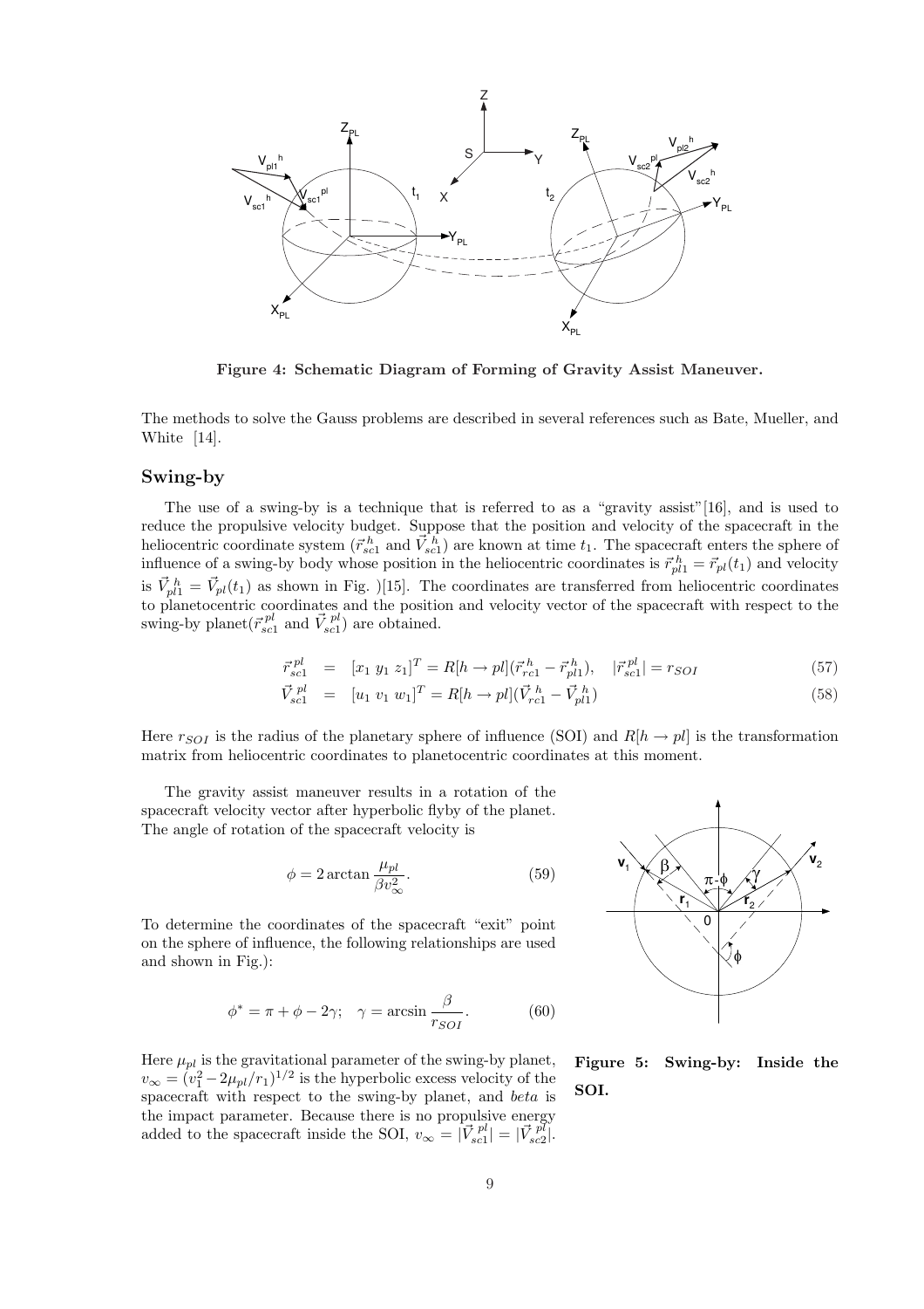**Figure 4: Schematic Diagram of Forming of Gravity Assist Maneuver.**

The methods to solve the Gauss problems are described in several references such as Bate, Mueller, and White [14].

## Swing-by

The use of a swing-by is a technique that is referred to as a "gravity assist"[16], and is used to reduce the propulsive velocity budget. Suppose that the position and velocity of the spacecraft in the heliocentric coordinate system ($\vec{r}^{\,h}_{sc1}$ and $\vec{V}^{\,h}_{sc1}$) are known at time $t_1$. The spacecraft enters the sphere of influence of a swing-by body whose position in the heliocentric coordinates is $\vec{r}^{\,h}_{pl1} = \vec{r}_{pl}(t_1)$ and velocity is $\vec{V}^{\,h}_{pl1} = \vec{V}_{pl}(t_1)$ as shown in Fig. )[15]. The coordinates are transferred from heliocentric coordinates to planetocentric coordinates and the position and velocity vector of the spacecraft with respect to the swing-by planet($\vec{r}^{\,pl}_{sc1}$ and $\vec{V}^{\,pl}_{sc1}$) are obtained.

$$\vec{r}^{\,pl}_{sc1} = [x_1 \; y_1 \; z_1]^T = R[h \to pl](\vec{r}^{\,h}_{rc1} - \vec{r}^{\,h}_{pl1}), \quad |\vec{r}^{\,pl}_{sc1}| = r_{SOI} \tag{57}$$

$$\vec{V}^{\,pl}_{sc1} = [u_1 \; v_1 \; w_1]^T = R[h \to pl](\vec{V}^{\,h}_{rc1} - \vec{V}^{\,h}_{pl1}) \tag{58}$$

Here $r_{SOI}$ is the radius of the planetary sphere of influence (SOI) and $R[h \to pl]$ is the transformation matrix from heliocentric coordinates to planetocentric coordinates at this moment.

The gravity assist maneuver results in a rotation of the spacecraft velocity vector after hyperbolic flyby of the planet. The angle of rotation of the spacecraft velocity is

$$\phi = 2 \arctan \frac{\mu_{pl}}{\beta v_\infty^2}. \tag{59}$$

To determine the coordinates of the spacecraft "exit" point on the sphere of influence, the following relationships are used and shown in Fig.):

$$\phi^* = \pi + \phi - 2\gamma; \quad \gamma = \arcsin \frac{\beta}{r_{SOI}}. \tag{60}$$

Here $\mu_{pl}$ is the gravitational parameter of the swing-by planet, $v_\infty = (v_1^2 - 2\mu_{pl}/r_1)^{1/2}$ is the hyperbolic excess velocity of the spacecraft with respect to the swing-by planet, and *beta* is the impact parameter. Because there is no propulsive energy added to the spacecraft inside the SOI, $v_\infty = |\vec{V}^{\,pl}_{sc1}| = |\vec{V}^{\,pl}_{sc2}|$.

**Figure 5: Swing-by: Inside the SOI.**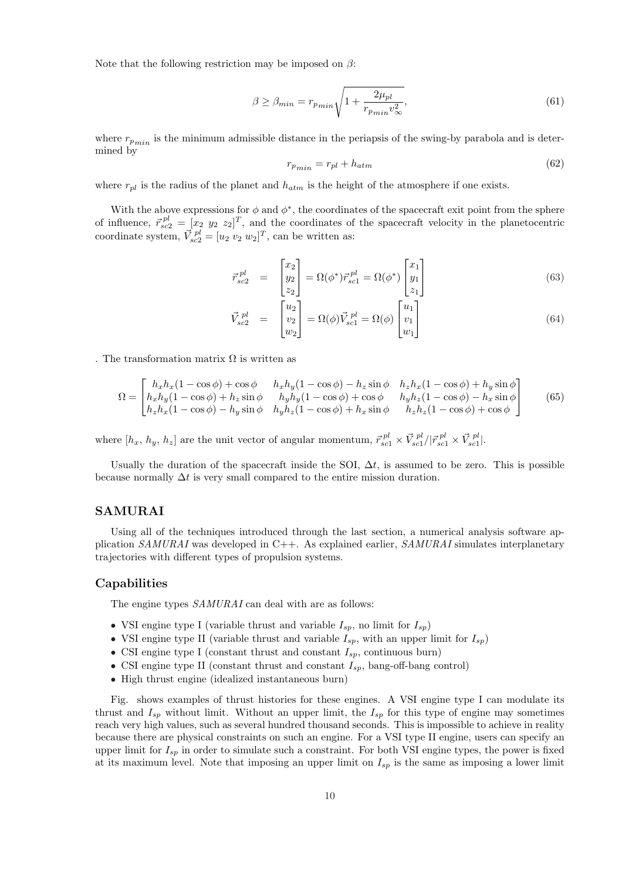Note that the following restriction may be imposed on $\beta$:

$$\beta \geq \beta_{min} = r_{p_{min}} \sqrt{1 + \frac{2\mu_{pl}}{r_{p_{min}} v_\infty^2}}, \tag{61}$$

where $r_{p_{min}}$ is the minimum admissible distance in the periapsis of the swing-by parabola and is determined by

$$r_{p_{min}} = r_{pl} + h_{atm} \tag{62}$$

where $r_{pl}$ is the radius of the planet and $h_{atm}$ is the height of the atmosphere if one exists.

With the above expressions for $\phi$ and $\phi^*$, the coordinates of the spacecraft exit point from the sphere of influence, $\vec{r}_{sc2}^{\,pl} = [x_2 \; y_2 \; z_2]^T$, and the coordinates of the spacecraft velocity in the planetocentric coordinate system, $\vec{V}_{sc2}^{\,pl} = [u_2 \; v_2 \; w_2]^T$, can be written as:

$$\vec{r}_{sc2}^{\,pl} = \begin{bmatrix} x_2 \\ y_2 \\ z_2 \end{bmatrix} = \Omega(\phi^*)\vec{r}_{sc1}^{\,pl} = \Omega(\phi^*) \begin{bmatrix} x_1 \\ y_1 \\ z_1 \end{bmatrix} \tag{63}$$

$$\vec{V}_{sc2}^{\,pl} = \begin{bmatrix} u_2 \\ v_2 \\ w_2 \end{bmatrix} = \Omega(\phi)\vec{V}_{sc1}^{\,pl} = \Omega(\phi) \begin{bmatrix} u_1 \\ v_1 \\ w_1 \end{bmatrix} \tag{64}$$

. The transformation matrix $\Omega$ is written as

$$\Omega = \begin{bmatrix} h_x h_x(1-\cos\phi) + \cos\phi & h_x h_y(1-\cos\phi) - h_z \sin\phi & h_z h_x(1-\cos\phi) + h_y \sin\phi \\ h_x h_y(1-\cos\phi) + h_z \sin\phi & h_y h_y(1-\cos\phi) + \cos\phi & h_y h_z(1-\cos\phi) - h_x \sin\phi \\ h_z h_x(1-\cos\phi) - h_y \sin\phi & h_y h_z(1-\cos\phi) + h_x \sin\phi & h_z h_z(1-\cos\phi) + \cos\phi \end{bmatrix} \tag{65}$$

where $[h_x, \, h_y, \, h_z]$ are the unit vector of angular momentum, $\vec{r}_{sc1}^{\,pl} \times \vec{V}_{sc1}^{\,pl} / |\vec{r}_{sc1}^{\,pl} \times \vec{V}_{sc1}^{\,pl}|$.

Usually the duration of the spacecraft inside the SOI, $\Delta t$, is assumed to be zero. This is possible because normally $\Delta t$ is very small compared to the entire mission duration.

## SAMURAI

Using all of the techniques introduced through the last section, a numerical analysis software application *SAMURAI* was developed in C++. As explained earlier, *SAMURAI* simulates interplanetary trajectories with different types of propulsion systems.

### Capabilities

The engine types *SAMURAI* can deal with are as follows:

- VSI engine type I (variable thrust and variable $I_{sp}$, no limit for $I_{sp}$)
- VSI engine type II (variable thrust and variable $I_{sp}$, with an upper limit for $I_{sp}$)
- CSI engine type I (constant thrust and constant $I_{sp}$, continuous burn)
- CSI engine type II (constant thrust and constant $I_{sp}$, bang-off-bang control)
- High thrust engine (idealized instantaneous burn)

Fig. shows examples of thrust histories for these engines. A VSI engine type I can modulate its thrust and $I_{sp}$ without limit. Without an upper limit, the $I_{sp}$ for this type of engine may sometimes reach very high values, such as several hundred thousand seconds. This is impossible to achieve in reality because there are physical constraints on such an engine. For a VSI type II engine, users can specify an upper limit for $I_{sp}$ in order to simulate such a constraint. For both VSI engine types, the power is fixed at its maximum level. Note that imposing an upper limit on $I_{sp}$ is the same as imposing a lower limit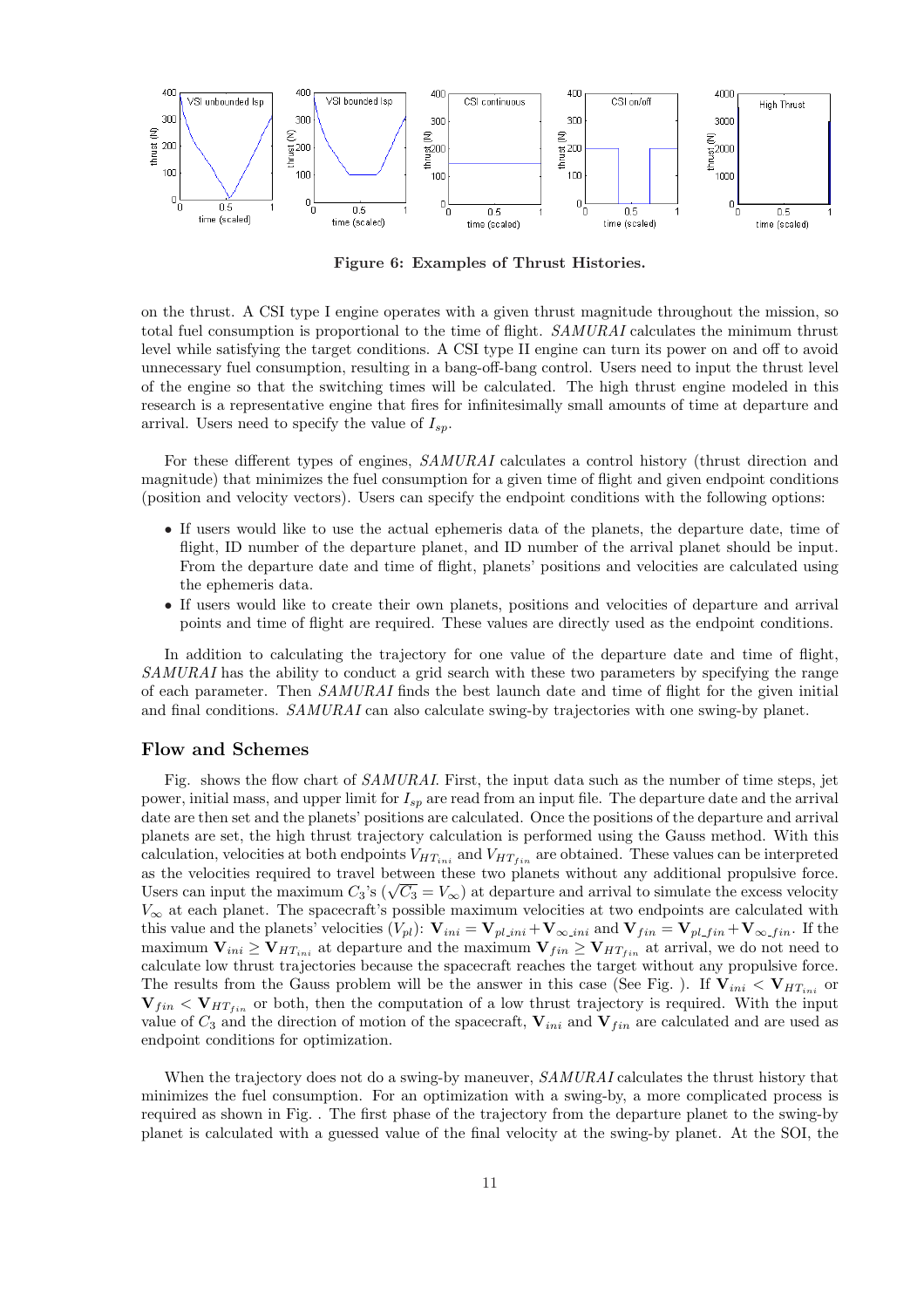**Figure 6: Examples of Thrust Histories.**

on the thrust. A CSI type I engine operates with a given thrust magnitude throughout the mission, so total fuel consumption is proportional to the time of flight. *SAMURAI* calculates the minimum thrust level while satisfying the target conditions. A CSI type II engine can turn its power on and off to avoid unnecessary fuel consumption, resulting in a bang-off-bang control. Users need to input the thrust level of the engine so that the switching times will be calculated. The high thrust engine modeled in this research is a representative engine that fires for infinitesimally small amounts of time at departure and arrival. Users need to specify the value of $I_{sp}$.

For these different types of engines, *SAMURAI* calculates a control history (thrust direction and magnitude) that minimizes the fuel consumption for a given time of flight and given endpoint conditions (position and velocity vectors). Users can specify the endpoint conditions with the following options:

- If users would like to use the actual ephemeris data of the planets, the departure date, time of flight, ID number of the departure planet, and ID number of the arrival planet should be input. From the departure date and time of flight, planets' positions and velocities are calculated using the ephemeris data.
- If users would like to create their own planets, positions and velocities of departure and arrival points and time of flight are required. These values are directly used as the endpoint conditions.

In addition to calculating the trajectory for one value of the departure date and time of flight, *SAMURAI* has the ability to conduct a grid search with these two parameters by specifying the range of each parameter. Then *SAMURAI* finds the best launch date and time of flight for the given initial and final conditions. *SAMURAI* can also calculate swing-by trajectories with one swing-by planet.

## Flow and Schemes

Fig. shows the flow chart of *SAMURAI*. First, the input data such as the number of time steps, jet power, initial mass, and upper limit for $I_{sp}$ are read from an input file. The departure date and the arrival date are then set and the planets' positions are calculated. Once the positions of the departure and arrival planets are set, the high thrust trajectory calculation is performed using the Gauss method. With this calculation, velocities at both endpoints $V_{HT_{ini}}$ and $V_{HT_{fin}}$ are obtained. These values can be interpreted as the velocities required to travel between these two planets without any additional propulsive force. Users can input the maximum $C_3$'s ($\sqrt{C_3} = V_\infty$) at departure and arrival to simulate the excess velocity $V_\infty$ at each planet. The spacecraft's possible maximum velocities at two endpoints are calculated with this value and the planets' velocities ($V_{pl}$): $\mathbf{V}_{ini} = \mathbf{V}_{pl\_ini} + \mathbf{V}_{\infty\_ini}$ and $\mathbf{V}_{fin} = \mathbf{V}_{pl\_fin} + \mathbf{V}_{\infty\_fin}$. If the maximum $\mathbf{V}_{ini} \geq \mathbf{V}_{HT_{ini}}$ at departure and the maximum $\mathbf{V}_{fin} \geq \mathbf{V}_{HT_{fin}}$ at arrival, we do not need to calculate low thrust trajectories because the spacecraft reaches the target without any propulsive force. The results from the Gauss problem will be the answer in this case (See Fig. ). If $\mathbf{V}_{ini} < \mathbf{V}_{HT_{ini}}$ or $\mathbf{V}_{fin} < \mathbf{V}_{HT_{fin}}$ or both, then the computation of a low thrust trajectory is required. With the input value of $C_3$ and the direction of motion of the spacecraft, $\mathbf{V}_{ini}$ and $\mathbf{V}_{fin}$ are calculated and are used as endpoint conditions for optimization.

When the trajectory does not do a swing-by maneuver, *SAMURAI* calculates the thrust history that minimizes the fuel consumption. For an optimization with a swing-by, a more complicated process is required as shown in Fig. . The first phase of the trajectory from the departure planet to the swing-by planet is calculated with a guessed value of the final velocity at the swing-by planet. At the SOI, the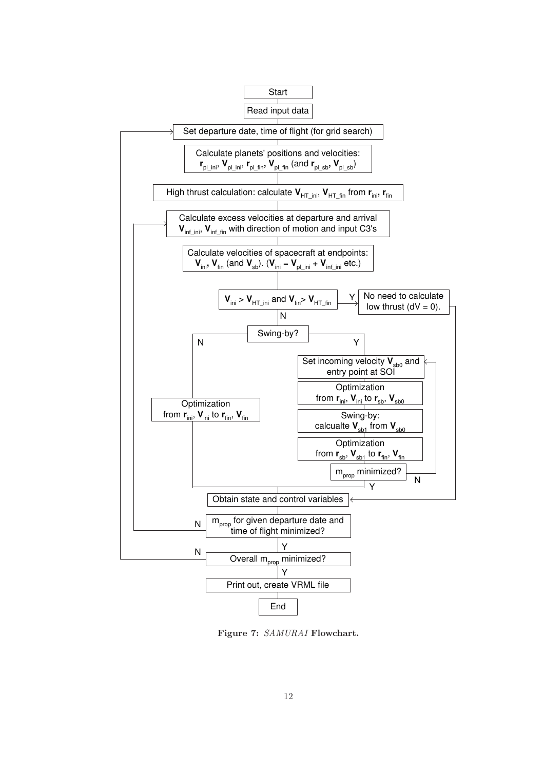Start

Read input data

Set departure date, time of flight (for grid search)

Calculate planets' positions and velocities: $\mathbf{r}_{pl\_ini}$, $\mathbf{V}_{pl\_ini}$, $\mathbf{r}_{pl\_fin}$, $\mathbf{V}_{pl\_fin}$ (and $\mathbf{r}_{pl\_sb}$, $\mathbf{V}_{pl\_sb}$)

High thrust calculation: calculate $\mathbf{V}_{HT\_ini}$, $\mathbf{V}_{HT\_fin}$ from $\mathbf{r}_{ini}$, $\mathbf{r}_{fin}$

Calculate excess velocities at departure and arrival $\mathbf{V}_{inf\_ini}$, $\mathbf{V}_{inf\_fin}$ with direction of motion and input C3's

Calculate velocities of spacecraft at endpoints: $\mathbf{V}_{ini}$, $\mathbf{V}_{fin}$ (and $\mathbf{V}_{sb}$). ($\mathbf{V}_{ini} = \mathbf{V}_{pl\_ini} + \mathbf{V}_{inf\_ini}$ etc.)

$\mathbf{V}_{ini} > \mathbf{V}_{HT\_ini}$ and $\mathbf{V}_{fin} > \mathbf{V}_{HT\_fin}$

- Y: No need to calculate low thrust (dV = 0).
- N: Swing-by?
  - N: Optimization from $\mathbf{r}_{ini}$, $\mathbf{V}_{ini}$ to $\mathbf{r}_{fin}$, $\mathbf{V}_{fin}$
  - Y:
    - Set incoming velocity $\mathbf{V}_{sb0}$ and entry point at SOI
    - Optimization from $\mathbf{r}_{ini}$, $\mathbf{V}_{ini}$ to $\mathbf{r}_{sb}$, $\mathbf{V}_{sb0}$
    - Swing-by: calcualte $\mathbf{V}_{sb1}$ from $\mathbf{V}_{sb0}$
    - Optimization from $\mathbf{r}_{sb}$, $\mathbf{V}_{sb1}$ to $\mathbf{r}_{fin}$, $\mathbf{V}_{fin}$
    - $m_{prop}$ minimized? (N: return to "Set incoming velocity"; Y: continue)

Obtain state and control variables

$m_{prop}$ for given departure date and time of flight minimized? (N: return to "Calculate excess velocities"; Y: continue)

Overall $m_{prop}$ minimized? (N: return to "Set departure date, time of flight"; Y: continue)

Print out, create VRML file

End

**Figure 7:** ***SAMURAI*** **Flowchart.**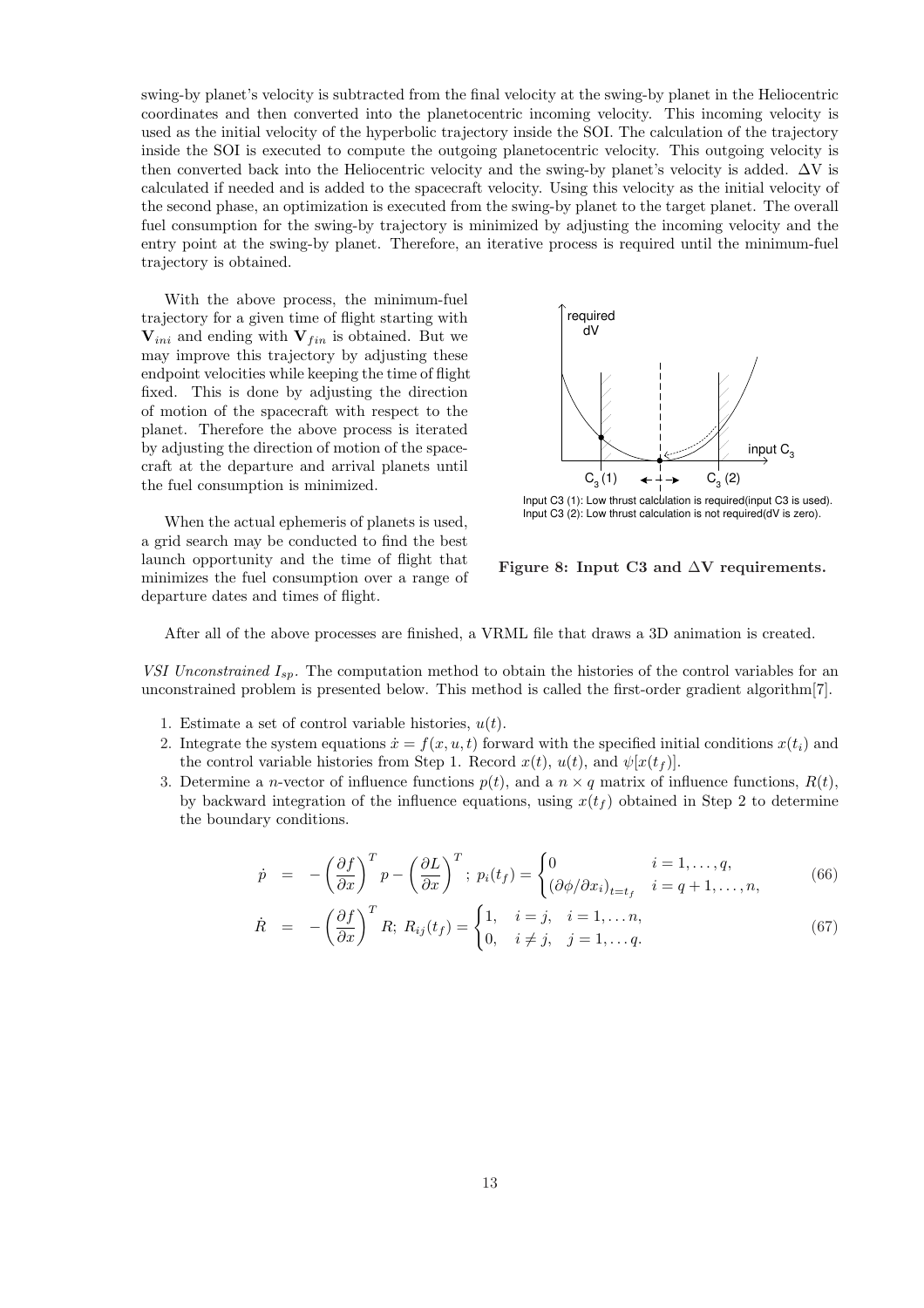swing-by planet's velocity is subtracted from the final velocity at the swing-by planet in the Heliocentric coordinates and then converted into the planetocentric incoming velocity. This incoming velocity is used as the initial velocity of the hyperbolic trajectory inside the SOI. The calculation of the trajectory inside the SOI is executed to compute the outgoing planetocentric velocity. This outgoing velocity is then converted back into the Heliocentric velocity and the swing-by planet's velocity is added. ΔV is calculated if needed and is added to the spacecraft velocity. Using this velocity as the initial velocity of the second phase, an optimization is executed from the swing-by planet to the target planet. The overall fuel consumption for the swing-by trajectory is minimized by adjusting the incoming velocity and the entry point at the swing-by planet. Therefore, an iterative process is required until the minimum-fuel trajectory is obtained.

With the above process, the minimum-fuel trajectory for a given time of flight starting with $\mathbf{V}_{ini}$ and ending with $\mathbf{V}_{fin}$ is obtained. But we may improve this trajectory by adjusting these endpoint velocities while keeping the time of flight fixed. This is done by adjusting the direction of motion of the spacecraft with respect to the planet. Therefore the above process is iterated by adjusting the direction of motion of the spacecraft at the departure and arrival planets until the fuel consumption is minimized.

When the actual ephemeris of planets is used, a grid search may be conducted to find the best launch opportunity and the time of flight that minimizes the fuel consumption over a range of departure dates and times of flight.

Input C3 (1): Low thrust calculation is required(input C3 is used).
Input C3 (2): Low thrust calculation is not required(dV is zero).

**Figure 8: Input C3 and ΔV requirements.**

After all of the above processes are finished, a VRML file that draws a 3D animation is created.

*VSI Unconstrained $I_{sp}$.* The computation method to obtain the histories of the control variables for an unconstrained problem is presented below. This method is called the first-order gradient algorithm[7].

1. Estimate a set of control variable histories, $u(t)$.
2. Integrate the system equations $\dot{x} = f(x, u, t)$ forward with the specified initial conditions $x(t_i)$ and the control variable histories from Step 1. Record $x(t)$, $u(t)$, and $\psi[x(t_f)]$.
3. Determine a $n$-vector of influence functions $p(t)$, and a $n \times q$ matrix of influence functions, $R(t)$, by backward integration of the influence equations, using $x(t_f)$ obtained in Step 2 to determine the boundary conditions.

$$\dot{p} = -\left(\frac{\partial f}{\partial x}\right)^T p - \left(\frac{\partial L}{\partial x}\right)^T; \; p_i(t_f) = \begin{cases} 0 & i = 1, \ldots, q, \\ (\partial \phi / \partial x_i)_{t=t_f} & i = q+1, \ldots, n, \end{cases} \tag{66}$$

$$\dot{R} = -\left(\frac{\partial f}{\partial x}\right)^T R; \; R_{ij}(t_f) = \begin{cases} 1, & i = j, \quad i = 1, \ldots n, \\ 0, & i \neq j, \quad j = 1, \ldots q. \end{cases} \tag{67}$$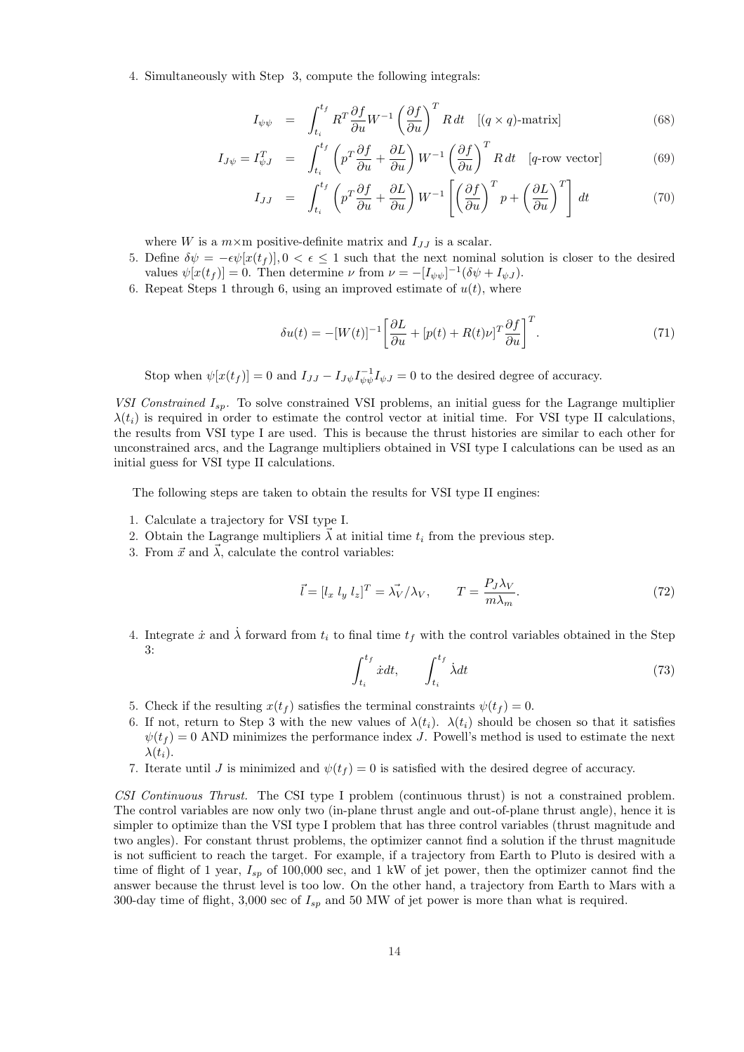4. Simultaneously with Step 3, compute the following integrals:

$$I_{\psi\psi} = \int_{t_i}^{t_f} R^T \frac{\partial f}{\partial u} W^{-1} \left(\frac{\partial f}{\partial u}\right)^T R\, dt \quad [(q \times q)\text{-matrix}] \tag{68}$$

$$I_{J\psi} = I_{\psi J}^T = \int_{t_i}^{t_f} \left(p^T \frac{\partial f}{\partial u} + \frac{\partial L}{\partial u}\right) W^{-1} \left(\frac{\partial f}{\partial u}\right)^T R\, dt \quad [q\text{-row vector}] \tag{69}$$

$$I_{JJ} = \int_{t_i}^{t_f} \left(p^T \frac{\partial f}{\partial u} + \frac{\partial L}{\partial u}\right) W^{-1} \left[\left(\frac{\partial f}{\partial u}\right)^T p + \left(\frac{\partial L}{\partial u}\right)^T\right] dt \tag{70}$$

   where $W$ is a $m \times m$ positive-definite matrix and $I_{JJ}$ is a scalar.
5. Define $\delta\psi = -\epsilon\psi[x(t_f)], 0 < \epsilon \leq 1$ such that the next nominal solution is closer to the desired values $\psi[x(t_f)] = 0$. Then determine $\nu$ from $\nu = -[I_{\psi\psi}]^{-1}(\delta\psi + I_{\psi J})$.
6. Repeat Steps 1 through 6, using an improved estimate of $u(t)$, where

$$\delta u(t) = -[W(t)]^{-1}\left[\frac{\partial L}{\partial u} + [p(t) + R(t)\nu]^T \frac{\partial f}{\partial u}\right]^T. \tag{71}$$

   Stop when $\psi[x(t_f)] = 0$ and $I_{JJ} - I_{J\psi} I_{\psi\psi}^{-1} I_{\psi J} = 0$ to the desired degree of accuracy.

*VSI Constrained $I_{sp}$.* To solve constrained VSI problems, an initial guess for the Lagrange multiplier $\lambda(t_i)$ is required in order to estimate the control vector at initial time. For VSI type II calculations, the results from VSI type I are used. This is because the thrust histories are similar to each other for unconstrained arcs, and the Lagrange multipliers obtained in VSI type I calculations can be used as an initial guess for VSI type II calculations.

The following steps are taken to obtain the results for VSI type II engines:

1. Calculate a trajectory for VSI type I.
2. Obtain the Lagrange multipliers $\vec{\lambda}$ at initial time $t_i$ from the previous step.
3. From $\vec{x}$ and $\vec{\lambda}$, calculate the control variables:

$$\vec{l} = [l_x \; l_y \; l_z]^T = \vec{\lambda_V}/\lambda_V, \qquad T = \frac{P_J \lambda_V}{m\lambda_m}. \tag{72}$$

4. Integrate $\dot{x}$ and $\dot{\lambda}$ forward from $t_i$ to final time $t_f$ with the control variables obtained in the Step 3:

$$\int_{t_i}^{t_f} \dot{x} dt, \qquad \int_{t_i}^{t_f} \dot{\lambda} dt \tag{73}$$

5. Check if the resulting $x(t_f)$ satisfies the terminal constraints $\psi(t_f) = 0$.
6. If not, return to Step 3 with the new values of $\lambda(t_i)$. $\lambda(t_i)$ should be chosen so that it satisfies $\psi(t_f) = 0$ AND minimizes the performance index $J$. Powell's method is used to estimate the next $\lambda(t_i)$.
7. Iterate until $J$ is minimized and $\psi(t_f) = 0$ is satisfied with the desired degree of accuracy.

*CSI Continuous Thrust.* The CSI type I problem (continuous thrust) is not a constrained problem. The control variables are now only two (in-plane thrust angle and out-of-plane thrust angle), hence it is simpler to optimize than the VSI type I problem that has three control variables (thrust magnitude and two angles). For constant thrust problems, the optimizer cannot find a solution if the thrust magnitude is not sufficient to reach the target. For example, if a trajectory from Earth to Pluto is desired with a time of flight of 1 year, $I_{sp}$ of 100,000 sec, and 1 kW of jet power, then the optimizer cannot find the answer because the thrust level is too low. On the other hand, a trajectory from Earth to Mars with a 300-day time of flight, 3,000 sec of $I_{sp}$ and 50 MW of jet power is more than what is required.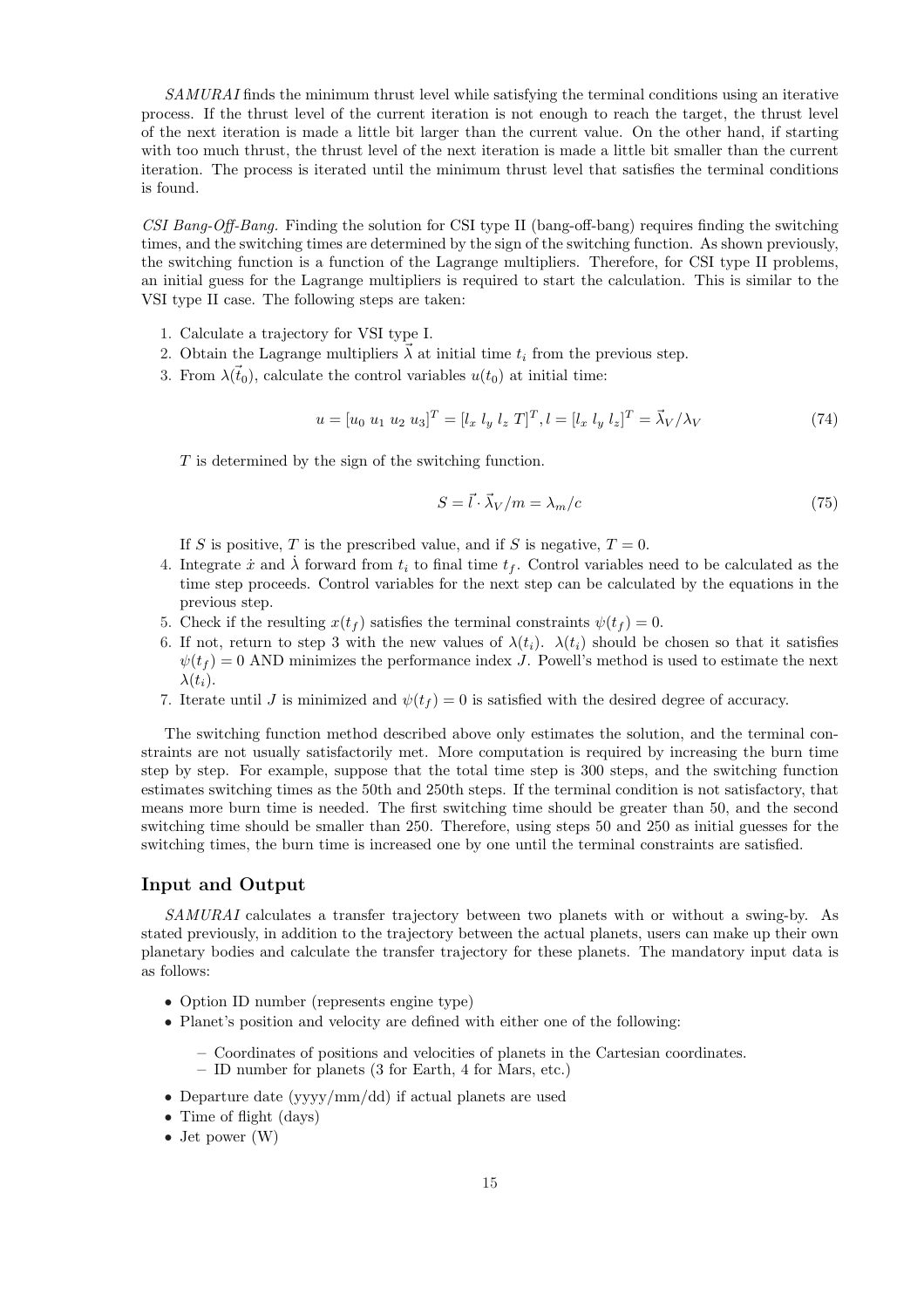*SAMURAI* finds the minimum thrust level while satisfying the terminal conditions using an iterative process. If the thrust level of the current iteration is not enough to reach the target, the thrust level of the next iteration is made a little bit larger than the current value. On the other hand, if starting with too much thrust, the thrust level of the next iteration is made a little bit smaller than the current iteration. The process is iterated until the minimum thrust level that satisfies the terminal conditions is found.

*CSI Bang-Off-Bang.* Finding the solution for CSI type II (bang-off-bang) requires finding the switching times, and the switching times are determined by the sign of the switching function. As shown previously, the switching function is a function of the Lagrange multipliers. Therefore, for CSI type II problems, an initial guess for the Lagrange multipliers is required to start the calculation. This is similar to the VSI type II case. The following steps are taken:

1. Calculate a trajectory for VSI type I.
2. Obtain the Lagrange multipliers $\vec{\lambda}$ at initial time $t_i$ from the previous step.
3. From $\lambda(\vec{t}_0)$, calculate the control variables $u(t_0)$ at initial time:

$$u = [u_0\ u_1\ u_2\ u_3]^T = [l_x\ l_y\ l_z\ T]^T, l = [l_x\ l_y\ l_z]^T = \vec{\lambda}_V/\lambda_V \tag{74}$$

   $T$ is determined by the sign of the switching function.

$$S = \vec{l} \cdot \vec{\lambda}_V/m = \lambda_m/c \tag{75}$$

   If $S$ is positive, $T$ is the prescribed value, and if $S$ is negative, $T = 0$.

4. Integrate $\dot{x}$ and $\dot{\lambda}$ forward from $t_i$ to final time $t_f$. Control variables need to be calculated as the time step proceeds. Control variables for the next step can be calculated by the equations in the previous step.
5. Check if the resulting $x(t_f)$ satisfies the terminal constraints $\psi(t_f) = 0$.
6. If not, return to step 3 with the new values of $\lambda(t_i)$. $\lambda(t_i)$ should be chosen so that it satisfies $\psi(t_f) = 0$ AND minimizes the performance index $J$. Powell's method is used to estimate the next $\lambda(t_i)$.
7. Iterate until $J$ is minimized and $\psi(t_f) = 0$ is satisfied with the desired degree of accuracy.

The switching function method described above only estimates the solution, and the terminal constraints are not usually satisfactorily met. More computation is required by increasing the burn time step by step. For example, suppose that the total time step is 300 steps, and the switching function estimates switching times as the 50th and 250th steps. If the terminal condition is not satisfactory, that means more burn time is needed. The first switching time should be greater than 50, and the second switching time should be smaller than 250. Therefore, using steps 50 and 250 as initial guesses for the switching times, the burn time is increased one by one until the terminal constraints are satisfied.

## Input and Output

*SAMURAI* calculates a transfer trajectory between two planets with or without a swing-by. As stated previously, in addition to the trajectory between the actual planets, users can make up their own planetary bodies and calculate the transfer trajectory for these planets. The mandatory input data is as follows:

- Option ID number (represents engine type)
- Planet's position and velocity are defined with either one of the following:
  - Coordinates of positions and velocities of planets in the Cartesian coordinates.
  - ID number for planets (3 for Earth, 4 for Mars, etc.)
- Departure date (yyyy/mm/dd) if actual planets are used
- Time of flight (days)
- Jet power (W)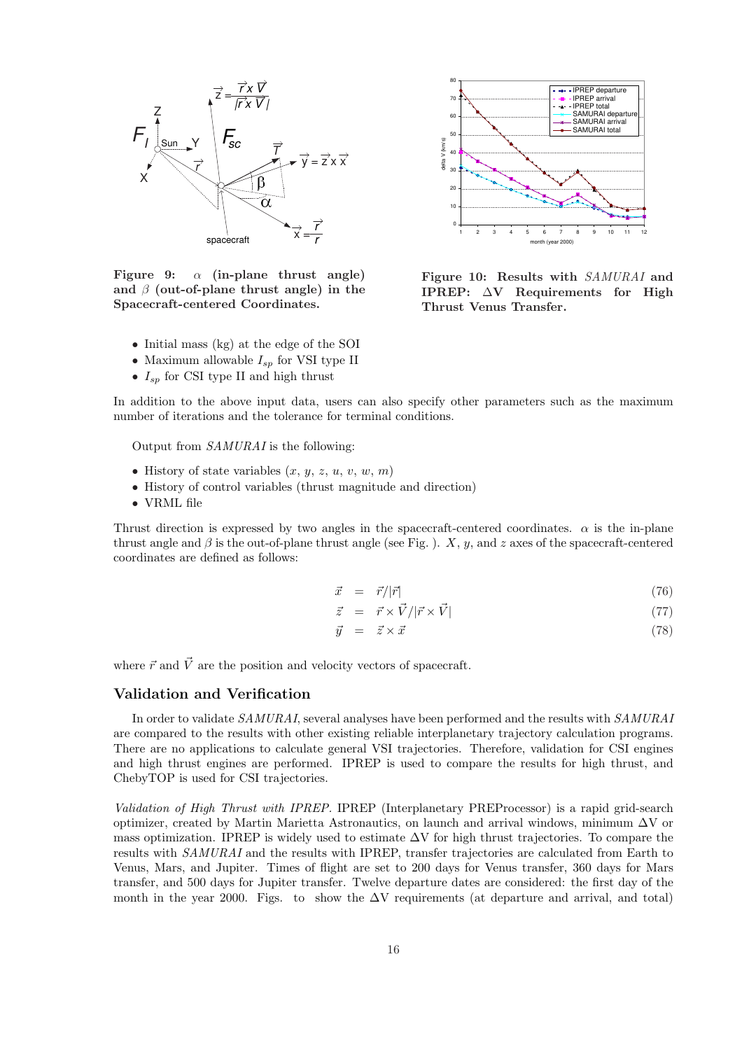**Figure 9: $\alpha$ (in-plane thrust angle) and $\beta$ (out-of-plane thrust angle) in the Spacecraft-centered Coordinates.**

**Figure 10: Results with *SAMURAI* and IPREP: ΔV Requirements for High Thrust Venus Transfer.**

- Initial mass (kg) at the edge of the SOI
- Maximum allowable $I_{sp}$ for VSI type II
- $I_{sp}$ for CSI type II and high thrust

In addition to the above input data, users can also specify other parameters such as the maximum number of iterations and the tolerance for terminal conditions.

Output from *SAMURAI* is the following:

- History of state variables ($x$, $y$, $z$, $u$, $v$, $w$, $m$)
- History of control variables (thrust magnitude and direction)
- VRML file

Thrust direction is expressed by two angles in the spacecraft-centered coordinates. $\alpha$ is the in-plane thrust angle and $\beta$ is the out-of-plane thrust angle (see Fig. ). $X$, $y$, and $z$ axes of the spacecraft-centered coordinates are defined as follows:

$$\vec{x} = \vec{r}/|\vec{r}| \tag{76}$$

$$\vec{z} = \vec{r} \times \vec{V}/|\vec{r} \times \vec{V}| \tag{77}$$

$$\vec{y} = \vec{z} \times \vec{x} \tag{78}$$

where $\vec{r}$ and $\vec{V}$ are the position and velocity vectors of spacecraft.

## Validation and Verification

In order to validate *SAMURAI*, several analyses have been performed and the results with *SAMURAI* are compared to the results with other existing reliable interplanetary trajectory calculation programs. There are no applications to calculate general VSI trajectories. Therefore, validation for CSI engines and high thrust engines are performed. IPREP is used to compare the results for high thrust, and ChebyTOP is used for CSI trajectories.

*Validation of High Thrust with IPREP.* IPREP (Interplanetary PREProcessor) is a rapid grid-search optimizer, created by Martin Marietta Astronautics, on launch and arrival windows, minimum ΔV or mass optimization. IPREP is widely used to estimate ΔV for high thrust trajectories. To compare the results with *SAMURAI* and the results with IPREP, transfer trajectories are calculated from Earth to Venus, Mars, and Jupiter. Times of flight are set to 200 days for Venus transfer, 360 days for Mars transfer, and 500 days for Jupiter transfer. Twelve departure dates are considered: the first day of the month in the year 2000. Figs. to show the ΔV requirements (at departure and arrival, and total)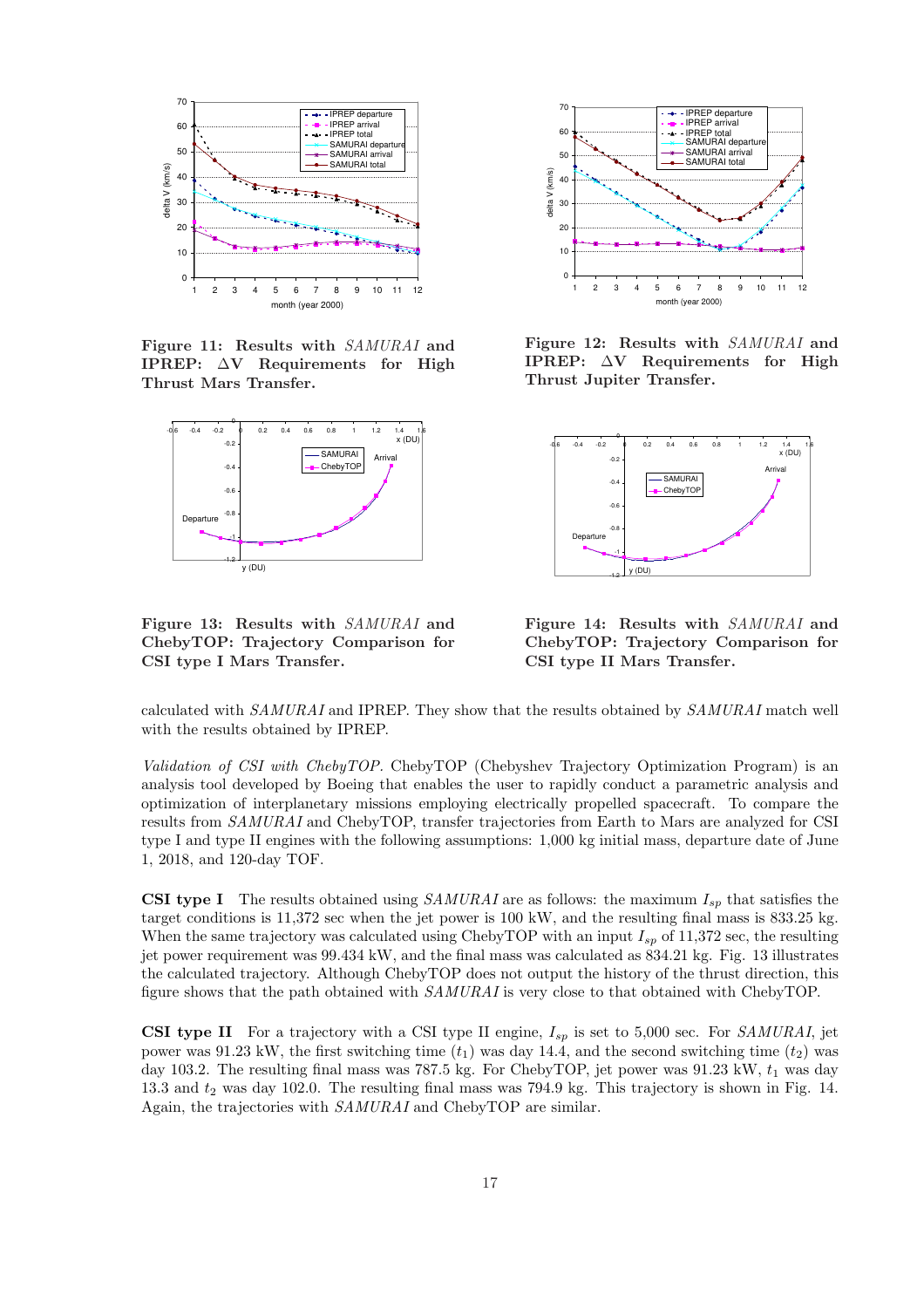Figure 11: Results with *SAMURAI* and IPREP: $\Delta V$ Requirements for High Thrust Mars Transfer.

Figure 12: Results with *SAMURAI* and IPREP: $\Delta V$ Requirements for High Thrust Jupiter Transfer.

Figure 13: Results with *SAMURAI* and ChebyTOP: Trajectory Comparison for CSI type I Mars Transfer.

Figure 14: Results with *SAMURAI* and ChebyTOP: Trajectory Comparison for CSI type II Mars Transfer.

calculated with *SAMURAI* and IPREP. They show that the results obtained by *SAMURAI* match well with the results obtained by IPREP.

*Validation of CSI with ChebyTOP.* ChebyTOP (Chebyshev Trajectory Optimization Program) is an analysis tool developed by Boeing that enables the user to rapidly conduct a parametric analysis and optimization of interplanetary missions employing electrically propelled spacecraft. To compare the results from *SAMURAI* and ChebyTOP, transfer trajectories from Earth to Mars are analyzed for CSI type I and type II engines with the following assumptions: 1,000 kg initial mass, departure date of June 1, 2018, and 120-day TOF.

**CSI type I** The results obtained using *SAMURAI* are as follows: the maximum $I_{sp}$ that satisfies the target conditions is 11,372 sec when the jet power is 100 kW, and the resulting final mass is 833.25 kg. When the same trajectory was calculated using ChebyTOP with an input $I_{sp}$ of 11,372 sec, the resulting jet power requirement was 99.434 kW, and the final mass was calculated as 834.21 kg. Fig. 13 illustrates the calculated trajectory. Although ChebyTOP does not output the history of the thrust direction, this figure shows that the path obtained with *SAMURAI* is very close to that obtained with ChebyTOP.

**CSI type II** For a trajectory with a CSI type II engine, $I_{sp}$ is set to 5,000 sec. For *SAMURAI*, jet power was 91.23 kW, the first switching time ($t_1$) was day 14.4, and the second switching time ($t_2$) was day 103.2. The resulting final mass was 787.5 kg. For ChebyTOP, jet power was 91.23 kW, $t_1$ was day 13.3 and $t_2$ was day 102.0. The resulting final mass was 794.9 kg. This trajectory is shown in Fig. 14. Again, the trajectories with *SAMURAI* and ChebyTOP are similar.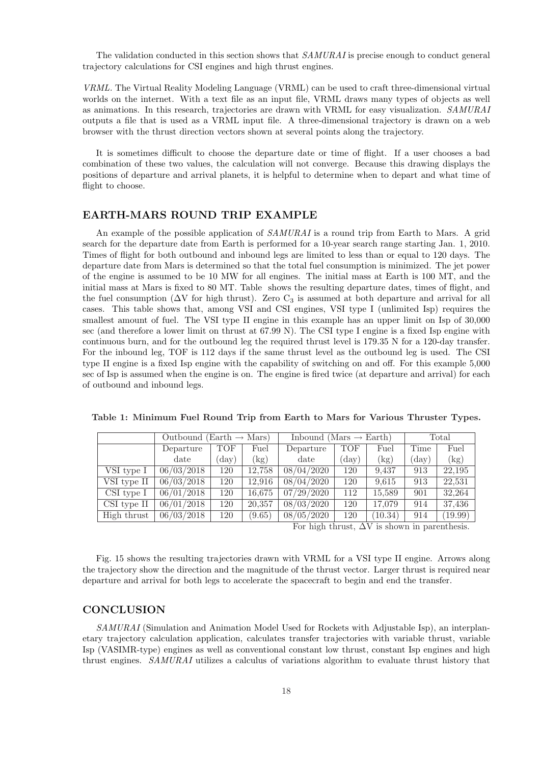The validation conducted in this section shows that *SAMURAI* is precise enough to conduct general trajectory calculations for CSI engines and high thrust engines.

*VRML*. The Virtual Reality Modeling Language (VRML) can be used to craft three-dimensional virtual worlds on the internet. With a text file as an input file, VRML draws many types of objects as well as animations. In this research, trajectories are drawn with VRML for easy visualization. *SAMURAI* outputs a file that is used as a VRML input file. A three-dimensional trajectory is drawn on a web browser with the thrust direction vectors shown at several points along the trajectory.

It is sometimes difficult to choose the departure date or time of flight. If a user chooses a bad combination of these two values, the calculation will not converge. Because this drawing displays the positions of departure and arrival planets, it is helpful to determine when to depart and what time of flight to choose.

## EARTH-MARS ROUND TRIP EXAMPLE

An example of the possible application of *SAMURAI* is a round trip from Earth to Mars. A grid search for the departure date from Earth is performed for a 10-year search range starting Jan. 1, 2010. Times of flight for both outbound and inbound legs are limited to less than or equal to 120 days. The departure date from Mars is determined so that the total fuel consumption is minimized. The jet power of the engine is assumed to be 10 MW for all engines. The initial mass at Earth is 100 MT, and the initial mass at Mars is fixed to 80 MT. Table shows the resulting departure dates, times of flight, and the fuel consumption ($\Delta$V for high thrust). Zero $C_3$ is assumed at both departure and arrival for all cases. This table shows that, among VSI and CSI engines, VSI type I (unlimited Isp) requires the smallest amount of fuel. The VSI type II engine in this example has an upper limit on Isp of 30,000 sec (and therefore a lower limit on thrust at 67.99 N). The CSI type I engine is a fixed Isp engine with continuous burn, and for the outbound leg the required thrust level is 179.35 N for a 120-day transfer. For the inbound leg, TOF is 112 days if the same thrust level as the outbound leg is used. The CSI type II engine is a fixed Isp engine with the capability of switching on and off. For this example 5,000 sec of Isp is assumed when the engine is on. The engine is fired twice (at departure and arrival) for each of outbound and inbound legs.

**Table 1: Minimum Fuel Round Trip from Earth to Mars for Various Thruster Types.**

| | Outbound (Earth → Mars) | | | Inbound (Mars → Earth) | | | Total | |
|---|---|---|---|---|---|---|---|---|
| | Departure date | TOF (day) | Fuel (kg) | Departure date | TOF (day) | Fuel (kg) | Time (day) | Fuel (kg) |
| VSI type I | 06/03/2018 | 120 | 12,758 | 08/04/2020 | 120 | 9,437 | 913 | 22,195 |
| VSI type II | 06/03/2018 | 120 | 12,916 | 08/04/2020 | 120 | 9,615 | 913 | 22,531 |
| CSI type I | 06/01/2018 | 120 | 16,675 | 07/29/2020 | 112 | 15,589 | 901 | 32,264 |
| CSI type II | 06/01/2018 | 120 | 20,357 | 08/03/2020 | 120 | 17,079 | 914 | 37,436 |
| High thrust | 06/03/2018 | 120 | (9.65) | 08/05/2020 | 120 | (10.34) | 914 | (19.99) |

For high thrust, $\Delta$V is shown in parenthesis.

Fig. 15 shows the resulting trajectories drawn with VRML for a VSI type II engine. Arrows along the trajectory show the direction and the magnitude of the thrust vector. Larger thrust is required near departure and arrival for both legs to accelerate the spacecraft to begin and end the transfer.

## CONCLUSION

*SAMURAI* (Simulation and Animation Model Used for Rockets with Adjustable Isp), an interplanetary trajectory calculation application, calculates transfer trajectories with variable thrust, variable Isp (VASIMR-type) engines as well as conventional constant low thrust, constant Isp engines and high thrust engines. *SAMURAI* utilizes a calculus of variations algorithm to evaluate thrust history that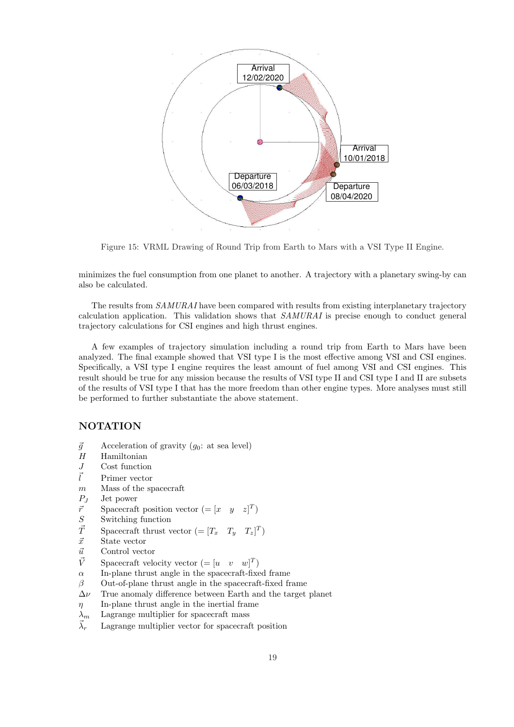Figure 15: VRML Drawing of Round Trip from Earth to Mars with a VSI Type II Engine.

minimizes the fuel consumption from one planet to another. A trajectory with a planetary swing-by can also be calculated.

The results from *SAMURAI* have been compared with results from existing interplanetary trajectory calculation application. This validation shows that *SAMURAI* is precise enough to conduct general trajectory calculations for CSI engines and high thrust engines.

A few examples of trajectory simulation including a round trip from Earth to Mars have been analyzed. The final example showed that VSI type I is the most effective among VSI and CSI engines. Specifically, a VSI type I engine requires the least amount of fuel among VSI and CSI engines. This result should be true for any mission because the results of VSI type II and CSI type I and II are subsets of the results of VSI type I that has the more freedom than other engine types. More analyses must still be performed to further substantiate the above statement.

## NOTATION

- $\vec{g}$ Acceleration of gravity ($g_0$: at sea level)
- $H$ Hamiltonian
- $J$ Cost function
- $\vec{l}$ Primer vector
- $m$ Mass of the spacecraft
- $P_J$ Jet power
- $\vec{r}$ Spacecraft position vector ($= [x \quad y \quad z]^T$)
- $S$ Switching function
- $\vec{T}$ Spacecraft thrust vector ($= [T_x \quad T_y \quad T_z]^T$)
- $\vec{x}$ State vector
- $\vec{u}$ Control vector
- $\vec{V}$ Spacecraft velocity vector ($= [u \quad v \quad w]^T$)
- $\alpha$ In-plane thrust angle in the spacecraft-fixed frame
- $\beta$ Out-of-plane thrust angle in the spacecraft-fixed frame
- $\Delta\nu$ True anomaly difference between Earth and the target planet
- $\eta$ In-plane thrust angle in the inertial frame
- $\lambda_m$ Lagrange multiplier for spacecraft mass
- $\vec{\lambda}_r$ Lagrange multiplier vector for spacecraft position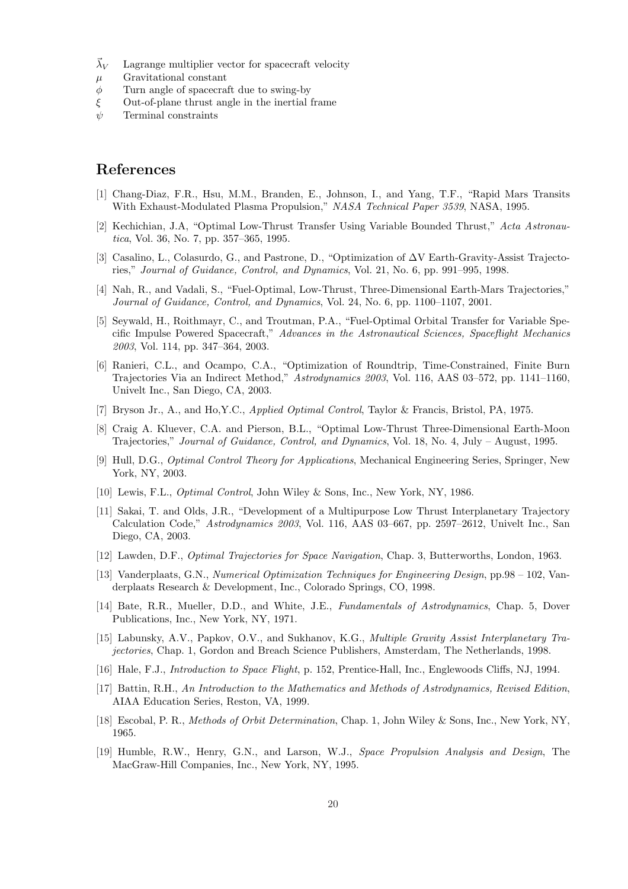$\vec{\lambda}_V$ Lagrange multiplier vector for spacecraft velocity
$\mu$ Gravitational constant
$\phi$ Turn angle of spacecraft due to swing-by
$\xi$ Out-of-plane thrust angle in the inertial frame
$\psi$ Terminal constraints

# References

[1] Chang-Diaz, F.R., Hsu, M.M., Branden, E., Johnson, I., and Yang, T.F., "Rapid Mars Transits With Exhaust-Modulated Plasma Propulsion," *NASA Technical Paper 3539*, NASA, 1995.

[2] Kechichian, J.A, "Optimal Low-Thrust Transfer Using Variable Bounded Thrust," *Acta Astronautica*, Vol. 36, No. 7, pp. 357–365, 1995.

[3] Casalino, L., Colasurdo, G., and Pastrone, D., "Optimization of ΔV Earth-Gravity-Assist Trajectories," *Journal of Guidance, Control, and Dynamics*, Vol. 21, No. 6, pp. 991–995, 1998.

[4] Nah, R., and Vadali, S., "Fuel-Optimal, Low-Thrust, Three-Dimensional Earth-Mars Trajectories," *Journal of Guidance, Control, and Dynamics*, Vol. 24, No. 6, pp. 1100–1107, 2001.

[5] Seywald, H., Roithmayr, C., and Troutman, P.A., "Fuel-Optimal Orbital Transfer for Variable Specific Impulse Powered Spacecraft," *Advances in the Astronautical Sciences, Spaceflight Mechanics 2003*, Vol. 114, pp. 347–364, 2003.

[6] Ranieri, C.L., and Ocampo, C.A., "Optimization of Roundtrip, Time-Constrained, Finite Burn Trajectories Via an Indirect Method," *Astrodynamics 2003*, Vol. 116, AAS 03–572, pp. 1141–1160, Univelt Inc., San Diego, CA, 2003.

[7] Bryson Jr., A., and Ho,Y.C., *Applied Optimal Control*, Taylor & Francis, Bristol, PA, 1975.

[8] Craig A. Kluever, C.A. and Pierson, B.L., "Optimal Low-Thrust Three-Dimensional Earth-Moon Trajectories," *Journal of Guidance, Control, and Dynamics*, Vol. 18, No. 4, July – August, 1995.

[9] Hull, D.G., *Optimal Control Theory for Applications*, Mechanical Engineering Series, Springer, New York, NY, 2003.

[10] Lewis, F.L., *Optimal Control*, John Wiley & Sons, Inc., New York, NY, 1986.

[11] Sakai, T. and Olds, J.R., "Development of a Multipurpose Low Thrust Interplanetary Trajectory Calculation Code," *Astrodynamics 2003*, Vol. 116, AAS 03–667, pp. 2597–2612, Univelt Inc., San Diego, CA, 2003.

[12] Lawden, D.F., *Optimal Trajectories for Space Navigation*, Chap. 3, Butterworths, London, 1963.

[13] Vanderplaats, G.N., *Numerical Optimization Techniques for Engineering Design*, pp.98 – 102, Vanderplaats Research & Development, Inc., Colorado Springs, CO, 1998.

[14] Bate, R.R., Mueller, D.D., and White, J.E., *Fundamentals of Astrodynamics*, Chap. 5, Dover Publications, Inc., New York, NY, 1971.

[15] Labunsky, A.V., Papkov, O.V., and Sukhanov, K.G., *Multiple Gravity Assist Interplanetary Trajectories*, Chap. 1, Gordon and Breach Science Publishers, Amsterdam, The Netherlands, 1998.

[16] Hale, F.J., *Introduction to Space Flight*, p. 152, Prentice-Hall, Inc., Englewoods Cliffs, NJ, 1994.

[17] Battin, R.H., *An Introduction to the Mathematics and Methods of Astrodynamics, Revised Edition*, AIAA Education Series, Reston, VA, 1999.

[18] Escobal, P. R., *Methods of Orbit Determination*, Chap. 1, John Wiley & Sons, Inc., New York, NY, 1965.

[19] Humble, R.W., Henry, G.N., and Larson, W.J., *Space Propulsion Analysis and Design*, The MacGraw-Hill Companies, Inc., New York, NY, 1995.